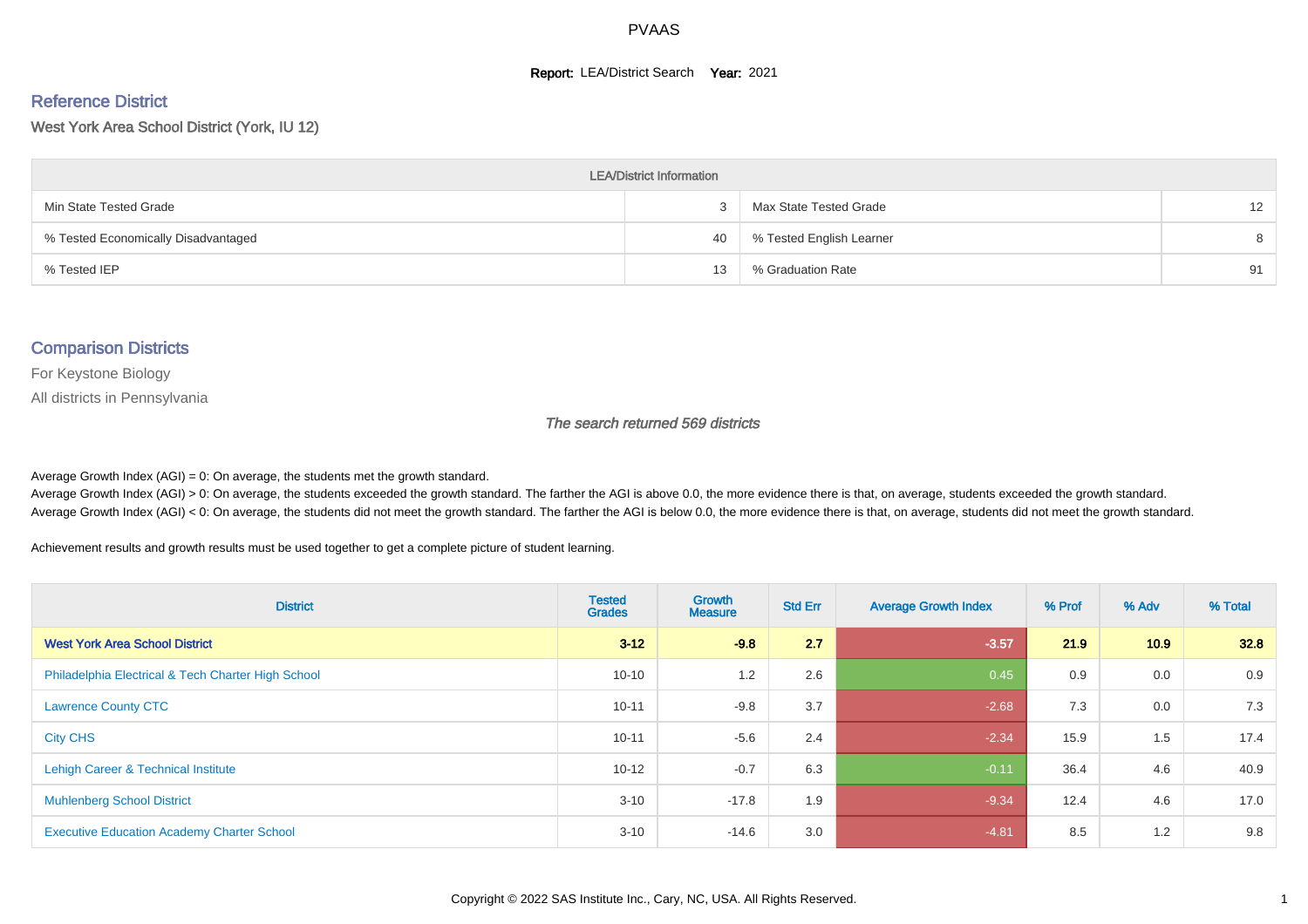# PVAAS

**Report:** LEA/District Search **Year:** 2021

## Reference District

West York Area School District (York, IU 12)

| LEA/District Information | | | |
|---|---|---|---|
| Min State Tested Grade | 3 | Max State Tested Grade | 12 |
| % Tested Economically Disadvantaged | 40 | % Tested English Learner | 8 |
| % Tested IEP | 13 | % Graduation Rate | 91 |

## Comparison Districts

For Keystone Biology

All districts in Pennsylvania

*The search returned 569 districts*

Average Growth Index (AGI) = 0: On average, the students met the growth standard.

Average Growth Index (AGI) > 0: On average, the students exceeded the growth standard. The farther the AGI is above 0.0, the more evidence there is that, on average, students exceeded the growth standard.

Average Growth Index (AGI) < 0: On average, the students did not meet the growth standard. The farther the AGI is below 0.0, the more evidence there is that, on average, students did not meet the growth standard.

Achievement results and growth results must be used together to get a complete picture of student learning.

| District | Tested Grades | Growth Measure | Std Err | Average Growth Index | % Prof | % Adv | % Total |
|---|---|---|---|---|---|---|---|
| **West York Area School District** | **3-12** | **-9.8** | **2.7** | **-3.57** | **21.9** | **10.9** | **32.8** |
| Philadelphia Electrical & Tech Charter High School | 10-10 | 1.2 | 2.6 | 0.45 | 0.9 | 0.0 | 0.9 |
| Lawrence County CTC | 10-11 | -9.8 | 3.7 | -2.68 | 7.3 | 0.0 | 7.3 |
| City CHS | 10-11 | -5.6 | 2.4 | -2.34 | 15.9 | 1.5 | 17.4 |
| Lehigh Career & Technical Institute | 10-12 | -0.7 | 6.3 | -0.11 | 36.4 | 4.6 | 40.9 |
| Muhlenberg School District | 3-10 | -17.8 | 1.9 | -9.34 | 12.4 | 4.6 | 17.0 |
| Executive Education Academy Charter School | 3-10 | -14.6 | 3.0 | -4.81 | 8.5 | 1.2 | 9.8 |

Copyright © 2022 SAS Institute Inc., Cary, NC, USA. All Rights Reserved.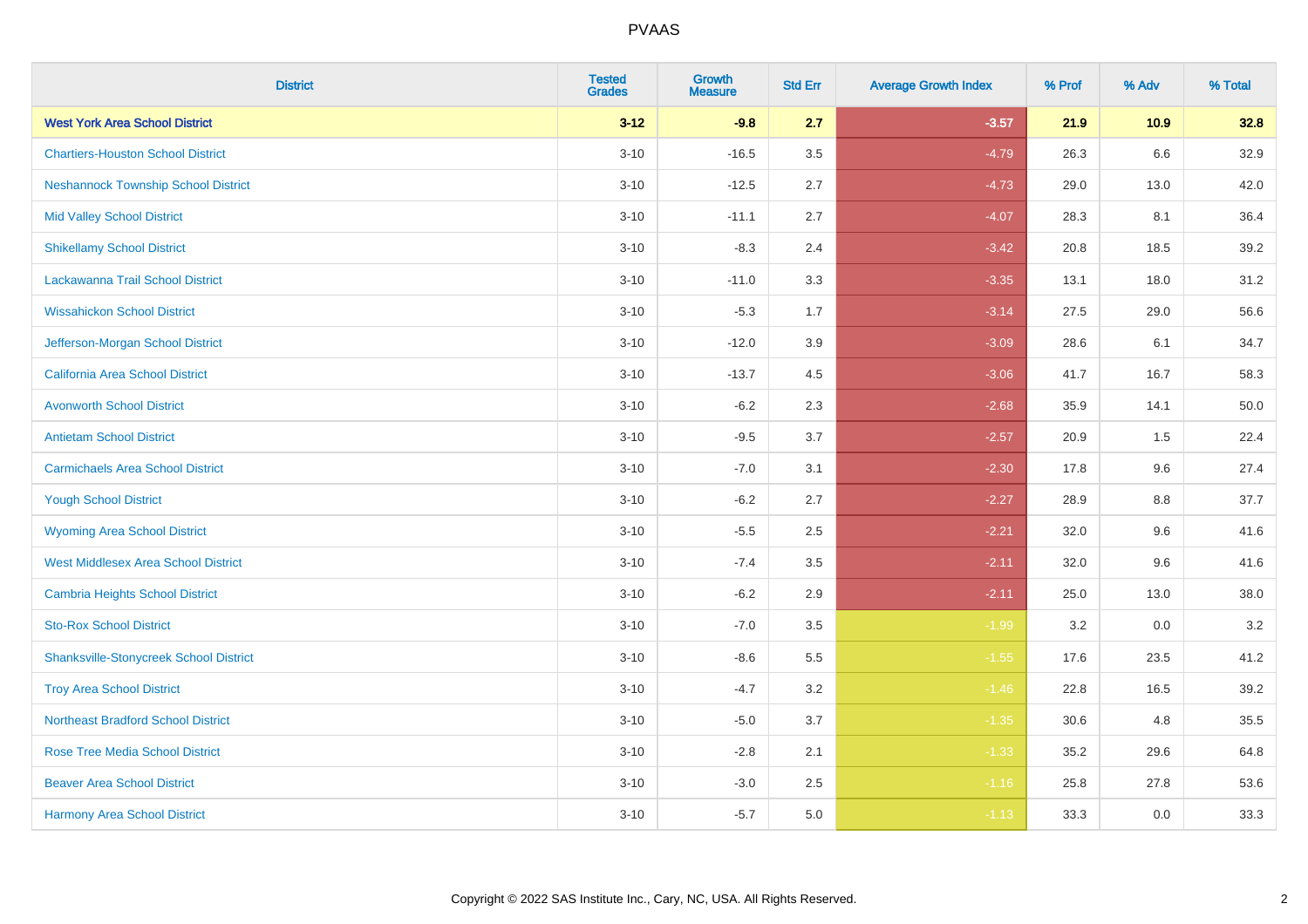| District | Tested Grades | Growth Measure | Std Err | Average Growth Index | % Prof | % Adv | % Total |
|---|---|---|---|---|---|---|---|
| **West York Area School District** | **3-12** | **-9.8** | **2.7** | **-3.57** | **21.9** | **10.9** | **32.8** |
| Chartiers-Houston School District | 3-10 | -16.5 | 3.5 | -4.79 | 26.3 | 6.6 | 32.9 |
| Neshannock Township School District | 3-10 | -12.5 | 2.7 | -4.73 | 29.0 | 13.0 | 42.0 |
| Mid Valley School District | 3-10 | -11.1 | 2.7 | -4.07 | 28.3 | 8.1 | 36.4 |
| Shikellamy School District | 3-10 | -8.3 | 2.4 | -3.42 | 20.8 | 18.5 | 39.2 |
| Lackawanna Trail School District | 3-10 | -11.0 | 3.3 | -3.35 | 13.1 | 18.0 | 31.2 |
| Wissahickon School District | 3-10 | -5.3 | 1.7 | -3.14 | 27.5 | 29.0 | 56.6 |
| Jefferson-Morgan School District | 3-10 | -12.0 | 3.9 | -3.09 | 28.6 | 6.1 | 34.7 |
| California Area School District | 3-10 | -13.7 | 4.5 | -3.06 | 41.7 | 16.7 | 58.3 |
| Avonworth School District | 3-10 | -6.2 | 2.3 | -2.68 | 35.9 | 14.1 | 50.0 |
| Antietam School District | 3-10 | -9.5 | 3.7 | -2.57 | 20.9 | 1.5 | 22.4 |
| Carmichaels Area School District | 3-10 | -7.0 | 3.1 | -2.30 | 17.8 | 9.6 | 27.4 |
| Yough School District | 3-10 | -6.2 | 2.7 | -2.27 | 28.9 | 8.8 | 37.7 |
| Wyoming Area School District | 3-10 | -5.5 | 2.5 | -2.21 | 32.0 | 9.6 | 41.6 |
| West Middlesex Area School District | 3-10 | -7.4 | 3.5 | -2.11 | 32.0 | 9.6 | 41.6 |
| Cambria Heights School District | 3-10 | -6.2 | 2.9 | -2.11 | 25.0 | 13.0 | 38.0 |
| Sto-Rox School District | 3-10 | -7.0 | 3.5 | -1.99 | 3.2 | 0.0 | 3.2 |
| Shanksville-Stonycreek School District | 3-10 | -8.6 | 5.5 | -1.55 | 17.6 | 23.5 | 41.2 |
| Troy Area School District | 3-10 | -4.7 | 3.2 | -1.46 | 22.8 | 16.5 | 39.2 |
| Northeast Bradford School District | 3-10 | -5.0 | 3.7 | -1.35 | 30.6 | 4.8 | 35.5 |
| Rose Tree Media School District | 3-10 | -2.8 | 2.1 | -1.33 | 35.2 | 29.6 | 64.8 |
| Beaver Area School District | 3-10 | -3.0 | 2.5 | -1.16 | 25.8 | 27.8 | 53.6 |
| Harmony Area School District | 3-10 | -5.7 | 5.0 | -1.13 | 33.3 | 0.0 | 33.3 |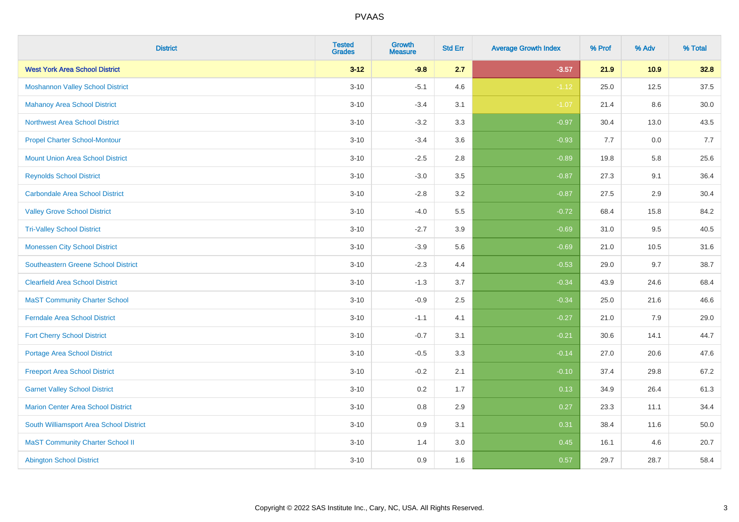# PVAAS

| District | Tested Grades | Growth Measure | Std Err | Average Growth Index | % Prof | % Adv | % Total |
|---|---|---|---|---|---|---|---|
| **West York Area School District** | **3-12** | **-9.8** | **2.7** | **-3.57** | **21.9** | **10.9** | **32.8** |
| Moshannon Valley School District | 3-10 | -5.1 | 4.6 | -1.12 | 25.0 | 12.5 | 37.5 |
| Mahanoy Area School District | 3-10 | -3.4 | 3.1 | -1.07 | 21.4 | 8.6 | 30.0 |
| Northwest Area School District | 3-10 | -3.2 | 3.3 | -0.97 | 30.4 | 13.0 | 43.5 |
| Propel Charter School-Montour | 3-10 | -3.4 | 3.6 | -0.93 | 7.7 | 0.0 | 7.7 |
| Mount Union Area School District | 3-10 | -2.5 | 2.8 | -0.89 | 19.8 | 5.8 | 25.6 |
| Reynolds School District | 3-10 | -3.0 | 3.5 | -0.87 | 27.3 | 9.1 | 36.4 |
| Carbondale Area School District | 3-10 | -2.8 | 3.2 | -0.87 | 27.5 | 2.9 | 30.4 |
| Valley Grove School District | 3-10 | -4.0 | 5.5 | -0.72 | 68.4 | 15.8 | 84.2 |
| Tri-Valley School District | 3-10 | -2.7 | 3.9 | -0.69 | 31.0 | 9.5 | 40.5 |
| Monessen City School District | 3-10 | -3.9 | 5.6 | -0.69 | 21.0 | 10.5 | 31.6 |
| Southeastern Greene School District | 3-10 | -2.3 | 4.4 | -0.53 | 29.0 | 9.7 | 38.7 |
| Clearfield Area School District | 3-10 | -1.3 | 3.7 | -0.34 | 43.9 | 24.6 | 68.4 |
| MaST Community Charter School | 3-10 | -0.9 | 2.5 | -0.34 | 25.0 | 21.6 | 46.6 |
| Ferndale Area School District | 3-10 | -1.1 | 4.1 | -0.27 | 21.0 | 7.9 | 29.0 |
| Fort Cherry School District | 3-10 | -0.7 | 3.1 | -0.21 | 30.6 | 14.1 | 44.7 |
| Portage Area School District | 3-10 | -0.5 | 3.3 | -0.14 | 27.0 | 20.6 | 47.6 |
| Freeport Area School District | 3-10 | -0.2 | 2.1 | -0.10 | 37.4 | 29.8 | 67.2 |
| Garnet Valley School District | 3-10 | 0.2 | 1.7 | 0.13 | 34.9 | 26.4 | 61.3 |
| Marion Center Area School District | 3-10 | 0.8 | 2.9 | 0.27 | 23.3 | 11.1 | 34.4 |
| South Williamsport Area School District | 3-10 | 0.9 | 3.1 | 0.31 | 38.4 | 11.6 | 50.0 |
| MaST Community Charter School II | 3-10 | 1.4 | 3.0 | 0.45 | 16.1 | 4.6 | 20.7 |
| Abington School District | 3-10 | 0.9 | 1.6 | 0.57 | 29.7 | 28.7 | 58.4 |

Copyright © 2022 SAS Institute Inc., Cary, NC, USA. All Rights Reserved.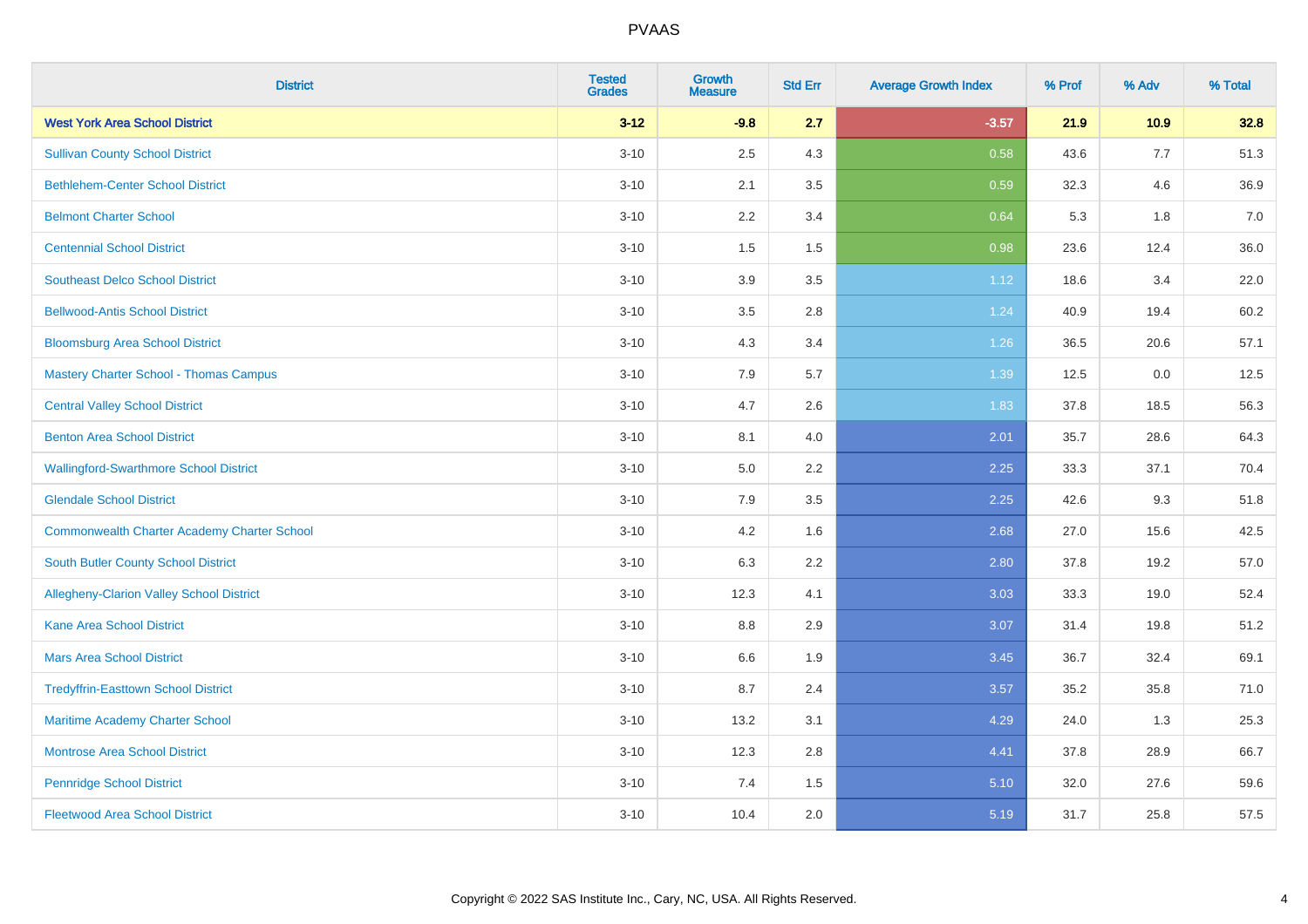| District | Tested Grades | Growth Measure | Std Err | Average Growth Index | % Prof | % Adv | % Total |
|---|---|---|---|---|---|---|---|
| **West York Area School District** | **3-12** | **-9.8** | **2.7** | **-3.57** | **21.9** | **10.9** | **32.8** |
| Sullivan County School District | 3-10 | 2.5 | 4.3 | 0.58 | 43.6 | 7.7 | 51.3 |
| Bethlehem-Center School District | 3-10 | 2.1 | 3.5 | 0.59 | 32.3 | 4.6 | 36.9 |
| Belmont Charter School | 3-10 | 2.2 | 3.4 | 0.64 | 5.3 | 1.8 | 7.0 |
| Centennial School District | 3-10 | 1.5 | 1.5 | 0.98 | 23.6 | 12.4 | 36.0 |
| Southeast Delco School District | 3-10 | 3.9 | 3.5 | 1.12 | 18.6 | 3.4 | 22.0 |
| Bellwood-Antis School District | 3-10 | 3.5 | 2.8 | 1.24 | 40.9 | 19.4 | 60.2 |
| Bloomsburg Area School District | 3-10 | 4.3 | 3.4 | 1.26 | 36.5 | 20.6 | 57.1 |
| Mastery Charter School - Thomas Campus | 3-10 | 7.9 | 5.7 | 1.39 | 12.5 | 0.0 | 12.5 |
| Central Valley School District | 3-10 | 4.7 | 2.6 | 1.83 | 37.8 | 18.5 | 56.3 |
| Benton Area School District | 3-10 | 8.1 | 4.0 | 2.01 | 35.7 | 28.6 | 64.3 |
| Wallingford-Swarthmore School District | 3-10 | 5.0 | 2.2 | 2.25 | 33.3 | 37.1 | 70.4 |
| Glendale School District | 3-10 | 7.9 | 3.5 | 2.25 | 42.6 | 9.3 | 51.8 |
| Commonwealth Charter Academy Charter School | 3-10 | 4.2 | 1.6 | 2.68 | 27.0 | 15.6 | 42.5 |
| South Butler County School District | 3-10 | 6.3 | 2.2 | 2.80 | 37.8 | 19.2 | 57.0 |
| Allegheny-Clarion Valley School District | 3-10 | 12.3 | 4.1 | 3.03 | 33.3 | 19.0 | 52.4 |
| Kane Area School District | 3-10 | 8.8 | 2.9 | 3.07 | 31.4 | 19.8 | 51.2 |
| Mars Area School District | 3-10 | 6.6 | 1.9 | 3.45 | 36.7 | 32.4 | 69.1 |
| Tredyffrin-Easttown School District | 3-10 | 8.7 | 2.4 | 3.57 | 35.2 | 35.8 | 71.0 |
| Maritime Academy Charter School | 3-10 | 13.2 | 3.1 | 4.29 | 24.0 | 1.3 | 25.3 |
| Montrose Area School District | 3-10 | 12.3 | 2.8 | 4.41 | 37.8 | 28.9 | 66.7 |
| Pennridge School District | 3-10 | 7.4 | 1.5 | 5.10 | 32.0 | 27.6 | 59.6 |
| Fleetwood Area School District | 3-10 | 10.4 | 2.0 | 5.19 | 31.7 | 25.8 | 57.5 |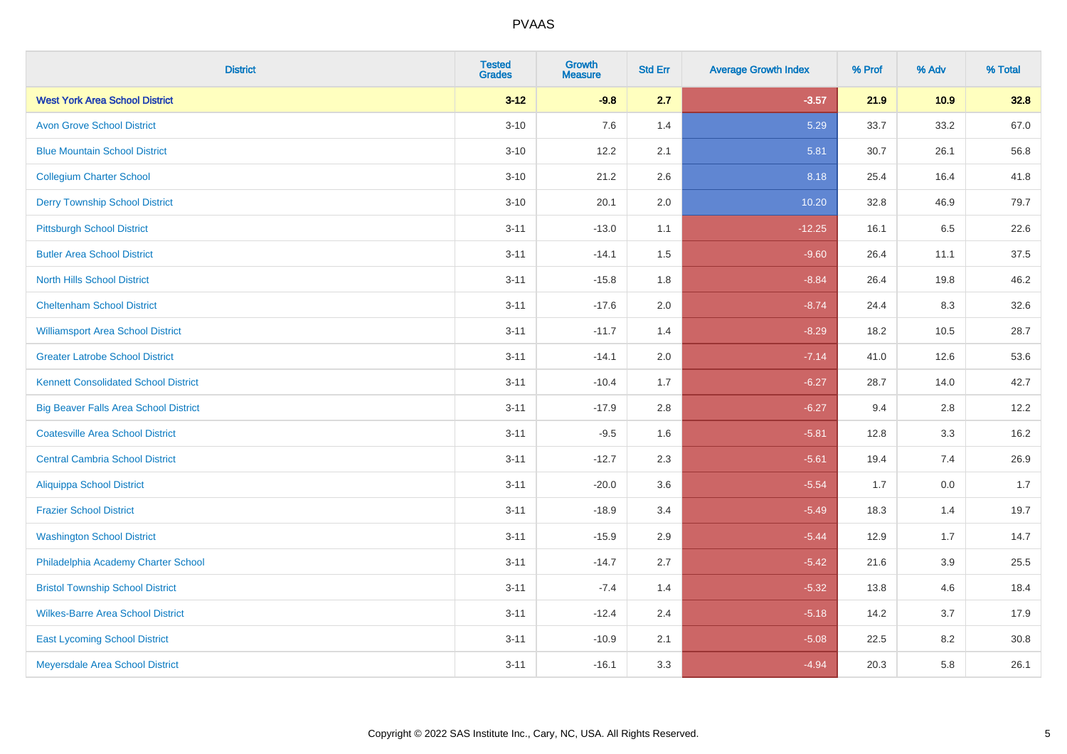| District | Tested Grades | Growth Measure | Std Err | Average Growth Index | % Prof | % Adv | % Total |
|---|---|---|---|---|---|---|---|
| **West York Area School District** | **3-12** | **-9.8** | **2.7** | **-3.57** | **21.9** | **10.9** | **32.8** |
| Avon Grove School District | 3-10 | 7.6 | 1.4 | 5.29 | 33.7 | 33.2 | 67.0 |
| Blue Mountain School District | 3-10 | 12.2 | 2.1 | 5.81 | 30.7 | 26.1 | 56.8 |
| Collegium Charter School | 3-10 | 21.2 | 2.6 | 8.18 | 25.4 | 16.4 | 41.8 |
| Derry Township School District | 3-10 | 20.1 | 2.0 | 10.20 | 32.8 | 46.9 | 79.7 |
| Pittsburgh School District | 3-11 | -13.0 | 1.1 | -12.25 | 16.1 | 6.5 | 22.6 |
| Butler Area School District | 3-11 | -14.1 | 1.5 | -9.60 | 26.4 | 11.1 | 37.5 |
| North Hills School District | 3-11 | -15.8 | 1.8 | -8.84 | 26.4 | 19.8 | 46.2 |
| Cheltenham School District | 3-11 | -17.6 | 2.0 | -8.74 | 24.4 | 8.3 | 32.6 |
| Williamsport Area School District | 3-11 | -11.7 | 1.4 | -8.29 | 18.2 | 10.5 | 28.7 |
| Greater Latrobe School District | 3-11 | -14.1 | 2.0 | -7.14 | 41.0 | 12.6 | 53.6 |
| Kennett Consolidated School District | 3-11 | -10.4 | 1.7 | -6.27 | 28.7 | 14.0 | 42.7 |
| Big Beaver Falls Area School District | 3-11 | -17.9 | 2.8 | -6.27 | 9.4 | 2.8 | 12.2 |
| Coatesville Area School District | 3-11 | -9.5 | 1.6 | -5.81 | 12.8 | 3.3 | 16.2 |
| Central Cambria School District | 3-11 | -12.7 | 2.3 | -5.61 | 19.4 | 7.4 | 26.9 |
| Aliquippa School District | 3-11 | -20.0 | 3.6 | -5.54 | 1.7 | 0.0 | 1.7 |
| Frazier School District | 3-11 | -18.9 | 3.4 | -5.49 | 18.3 | 1.4 | 19.7 |
| Washington School District | 3-11 | -15.9 | 2.9 | -5.44 | 12.9 | 1.7 | 14.7 |
| Philadelphia Academy Charter School | 3-11 | -14.7 | 2.7 | -5.42 | 21.6 | 3.9 | 25.5 |
| Bristol Township School District | 3-11 | -7.4 | 1.4 | -5.32 | 13.8 | 4.6 | 18.4 |
| Wilkes-Barre Area School District | 3-11 | -12.4 | 2.4 | -5.18 | 14.2 | 3.7 | 17.9 |
| East Lycoming School District | 3-11 | -10.9 | 2.1 | -5.08 | 22.5 | 8.2 | 30.8 |
| Meyersdale Area School District | 3-11 | -16.1 | 3.3 | -4.94 | 20.3 | 5.8 | 26.1 |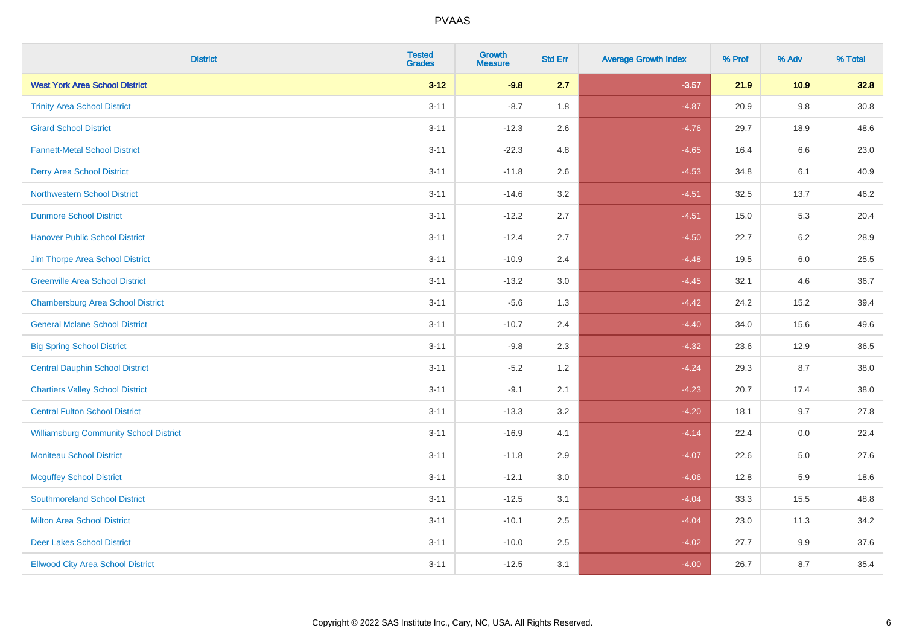# PVAAS

| District | Tested Grades | Growth Measure | Std Err | Average Growth Index | % Prof | % Adv | % Total |
|---|---|---|---|---|---|---|---|
| **West York Area School District** | **3-12** | **-9.8** | **2.7** | **-3.57** | **21.9** | **10.9** | **32.8** |
| Trinity Area School District | 3-11 | -8.7 | 1.8 | -4.87 | 20.9 | 9.8 | 30.8 |
| Girard School District | 3-11 | -12.3 | 2.6 | -4.76 | 29.7 | 18.9 | 48.6 |
| Fannett-Metal School District | 3-11 | -22.3 | 4.8 | -4.65 | 16.4 | 6.6 | 23.0 |
| Derry Area School District | 3-11 | -11.8 | 2.6 | -4.53 | 34.8 | 6.1 | 40.9 |
| Northwestern School District | 3-11 | -14.6 | 3.2 | -4.51 | 32.5 | 13.7 | 46.2 |
| Dunmore School District | 3-11 | -12.2 | 2.7 | -4.51 | 15.0 | 5.3 | 20.4 |
| Hanover Public School District | 3-11 | -12.4 | 2.7 | -4.50 | 22.7 | 6.2 | 28.9 |
| Jim Thorpe Area School District | 3-11 | -10.9 | 2.4 | -4.48 | 19.5 | 6.0 | 25.5 |
| Greenville Area School District | 3-11 | -13.2 | 3.0 | -4.45 | 32.1 | 4.6 | 36.7 |
| Chambersburg Area School District | 3-11 | -5.6 | 1.3 | -4.42 | 24.2 | 15.2 | 39.4 |
| General Mclane School District | 3-11 | -10.7 | 2.4 | -4.40 | 34.0 | 15.6 | 49.6 |
| Big Spring School District | 3-11 | -9.8 | 2.3 | -4.32 | 23.6 | 12.9 | 36.5 |
| Central Dauphin School District | 3-11 | -5.2 | 1.2 | -4.24 | 29.3 | 8.7 | 38.0 |
| Chartiers Valley School District | 3-11 | -9.1 | 2.1 | -4.23 | 20.7 | 17.4 | 38.0 |
| Central Fulton School District | 3-11 | -13.3 | 3.2 | -4.20 | 18.1 | 9.7 | 27.8 |
| Williamsburg Community School District | 3-11 | -16.9 | 4.1 | -4.14 | 22.4 | 0.0 | 22.4 |
| Moniteau School District | 3-11 | -11.8 | 2.9 | -4.07 | 22.6 | 5.0 | 27.6 |
| Mcguffey School District | 3-11 | -12.1 | 3.0 | -4.06 | 12.8 | 5.9 | 18.6 |
| Southmoreland School District | 3-11 | -12.5 | 3.1 | -4.04 | 33.3 | 15.5 | 48.8 |
| Milton Area School District | 3-11 | -10.1 | 2.5 | -4.04 | 23.0 | 11.3 | 34.2 |
| Deer Lakes School District | 3-11 | -10.0 | 2.5 | -4.02 | 27.7 | 9.9 | 37.6 |
| Ellwood City Area School District | 3-11 | -12.5 | 3.1 | -4.00 | 26.7 | 8.7 | 35.4 |

Copyright © 2022 SAS Institute Inc., Cary, NC, USA. All Rights Reserved.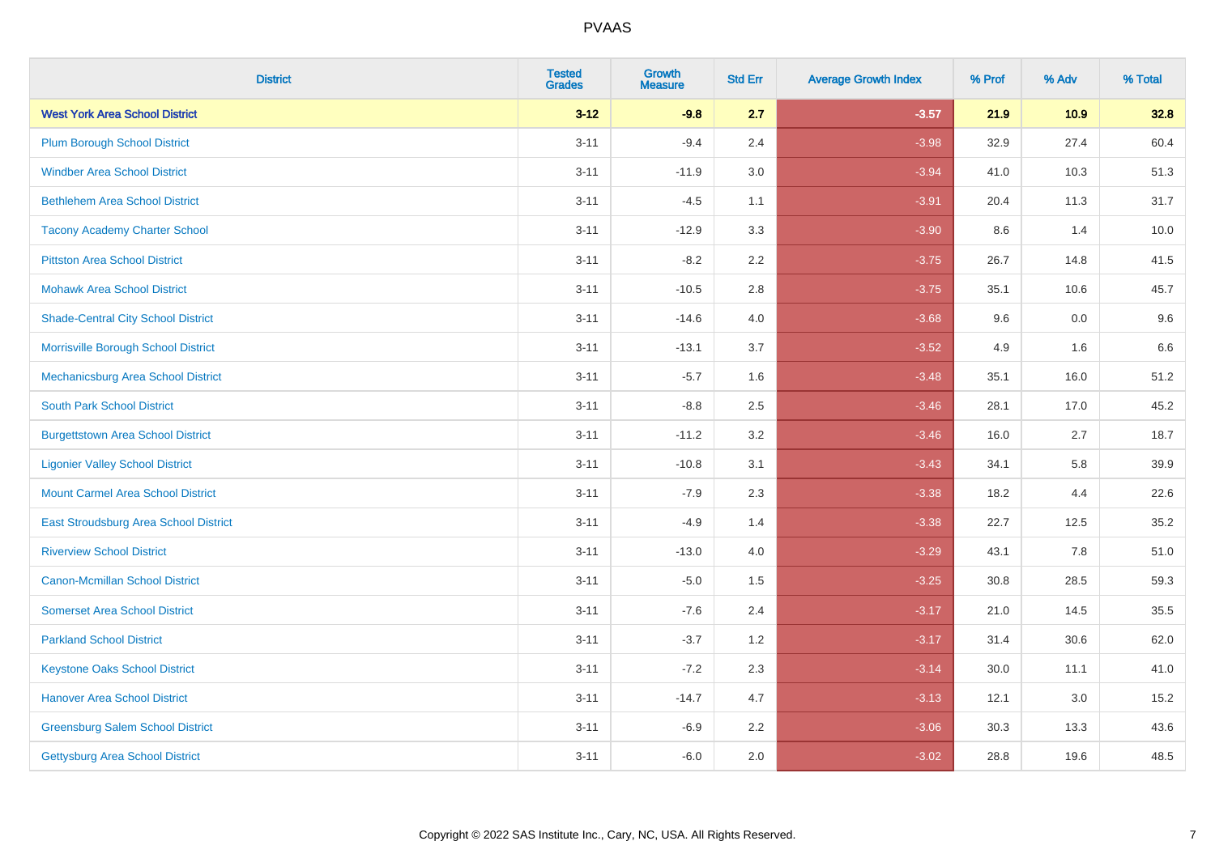| District | Tested Grades | Growth Measure | Std Err | Average Growth Index | % Prof | % Adv | % Total |
|---|---|---|---|---|---|---|---|
| **West York Area School District** | **3-12** | **-9.8** | **2.7** | **-3.57** | **21.9** | **10.9** | **32.8** |
| Plum Borough School District | 3-11 | -9.4 | 2.4 | -3.98 | 32.9 | 27.4 | 60.4 |
| Windber Area School District | 3-11 | -11.9 | 3.0 | -3.94 | 41.0 | 10.3 | 51.3 |
| Bethlehem Area School District | 3-11 | -4.5 | 1.1 | -3.91 | 20.4 | 11.3 | 31.7 |
| Tacony Academy Charter School | 3-11 | -12.9 | 3.3 | -3.90 | 8.6 | 1.4 | 10.0 |
| Pittston Area School District | 3-11 | -8.2 | 2.2 | -3.75 | 26.7 | 14.8 | 41.5 |
| Mohawk Area School District | 3-11 | -10.5 | 2.8 | -3.75 | 35.1 | 10.6 | 45.7 |
| Shade-Central City School District | 3-11 | -14.6 | 4.0 | -3.68 | 9.6 | 0.0 | 9.6 |
| Morrisville Borough School District | 3-11 | -13.1 | 3.7 | -3.52 | 4.9 | 1.6 | 6.6 |
| Mechanicsburg Area School District | 3-11 | -5.7 | 1.6 | -3.48 | 35.1 | 16.0 | 51.2 |
| South Park School District | 3-11 | -8.8 | 2.5 | -3.46 | 28.1 | 17.0 | 45.2 |
| Burgettstown Area School District | 3-11 | -11.2 | 3.2 | -3.46 | 16.0 | 2.7 | 18.7 |
| Ligonier Valley School District | 3-11 | -10.8 | 3.1 | -3.43 | 34.1 | 5.8 | 39.9 |
| Mount Carmel Area School District | 3-11 | -7.9 | 2.3 | -3.38 | 18.2 | 4.4 | 22.6 |
| East Stroudsburg Area School District | 3-11 | -4.9 | 1.4 | -3.38 | 22.7 | 12.5 | 35.2 |
| Riverview School District | 3-11 | -13.0 | 4.0 | -3.29 | 43.1 | 7.8 | 51.0 |
| Canon-Mcmillan School District | 3-11 | -5.0 | 1.5 | -3.25 | 30.8 | 28.5 | 59.3 |
| Somerset Area School District | 3-11 | -7.6 | 2.4 | -3.17 | 21.0 | 14.5 | 35.5 |
| Parkland School District | 3-11 | -3.7 | 1.2 | -3.17 | 31.4 | 30.6 | 62.0 |
| Keystone Oaks School District | 3-11 | -7.2 | 2.3 | -3.14 | 30.0 | 11.1 | 41.0 |
| Hanover Area School District | 3-11 | -14.7 | 4.7 | -3.13 | 12.1 | 3.0 | 15.2 |
| Greensburg Salem School District | 3-11 | -6.9 | 2.2 | -3.06 | 30.3 | 13.3 | 43.6 |
| Gettysburg Area School District | 3-11 | -6.0 | 2.0 | -3.02 | 28.8 | 19.6 | 48.5 |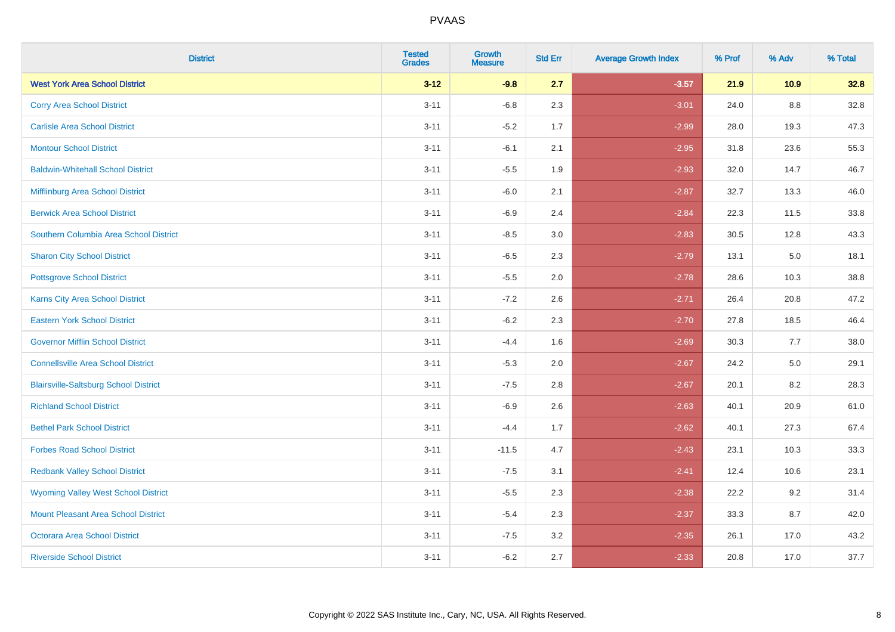# PVAAS

| District | Tested Grades | Growth Measure | Std Err | Average Growth Index | % Prof | % Adv | % Total |
|---|---|---|---|---|---|---|---|
| **West York Area School District** | **3-12** | **-9.8** | **2.7** | **-3.57** | **21.9** | **10.9** | **32.8** |
| Corry Area School District | 3-11 | -6.8 | 2.3 | -3.01 | 24.0 | 8.8 | 32.8 |
| Carlisle Area School District | 3-11 | -5.2 | 1.7 | -2.99 | 28.0 | 19.3 | 47.3 |
| Montour School District | 3-11 | -6.1 | 2.1 | -2.95 | 31.8 | 23.6 | 55.3 |
| Baldwin-Whitehall School District | 3-11 | -5.5 | 1.9 | -2.93 | 32.0 | 14.7 | 46.7 |
| Mifflinburg Area School District | 3-11 | -6.0 | 2.1 | -2.87 | 32.7 | 13.3 | 46.0 |
| Berwick Area School District | 3-11 | -6.9 | 2.4 | -2.84 | 22.3 | 11.5 | 33.8 |
| Southern Columbia Area School District | 3-11 | -8.5 | 3.0 | -2.83 | 30.5 | 12.8 | 43.3 |
| Sharon City School District | 3-11 | -6.5 | 2.3 | -2.79 | 13.1 | 5.0 | 18.1 |
| Pottsgrove School District | 3-11 | -5.5 | 2.0 | -2.78 | 28.6 | 10.3 | 38.8 |
| Karns City Area School District | 3-11 | -7.2 | 2.6 | -2.71 | 26.4 | 20.8 | 47.2 |
| Eastern York School District | 3-11 | -6.2 | 2.3 | -2.70 | 27.8 | 18.5 | 46.4 |
| Governor Mifflin School District | 3-11 | -4.4 | 1.6 | -2.69 | 30.3 | 7.7 | 38.0 |
| Connellsville Area School District | 3-11 | -5.3 | 2.0 | -2.67 | 24.2 | 5.0 | 29.1 |
| Blairsville-Saltsburg School District | 3-11 | -7.5 | 2.8 | -2.67 | 20.1 | 8.2 | 28.3 |
| Richland School District | 3-11 | -6.9 | 2.6 | -2.63 | 40.1 | 20.9 | 61.0 |
| Bethel Park School District | 3-11 | -4.4 | 1.7 | -2.62 | 40.1 | 27.3 | 67.4 |
| Forbes Road School District | 3-11 | -11.5 | 4.7 | -2.43 | 23.1 | 10.3 | 33.3 |
| Redbank Valley School District | 3-11 | -7.5 | 3.1 | -2.41 | 12.4 | 10.6 | 23.1 |
| Wyoming Valley West School District | 3-11 | -5.5 | 2.3 | -2.38 | 22.2 | 9.2 | 31.4 |
| Mount Pleasant Area School District | 3-11 | -5.4 | 2.3 | -2.37 | 33.3 | 8.7 | 42.0 |
| Octorara Area School District | 3-11 | -7.5 | 3.2 | -2.35 | 26.1 | 17.0 | 43.2 |
| Riverside School District | 3-11 | -6.2 | 2.7 | -2.33 | 20.8 | 17.0 | 37.7 |

Copyright © 2022 SAS Institute Inc., Cary, NC, USA. All Rights Reserved.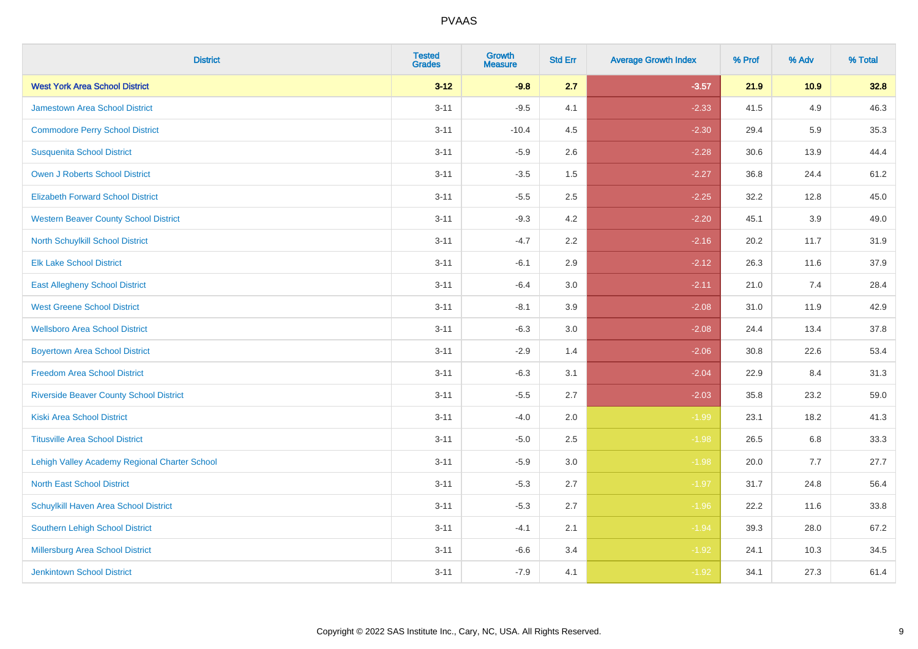| District | Tested Grades | Growth Measure | Std Err | Average Growth Index | % Prof | % Adv | % Total |
|---|---|---|---|---|---|---|---|
| **West York Area School District** | **3-12** | **-9.8** | **2.7** | **-3.57** | **21.9** | **10.9** | **32.8** |
| Jamestown Area School District | 3-11 | -9.5 | 4.1 | -2.33 | 41.5 | 4.9 | 46.3 |
| Commodore Perry School District | 3-11 | -10.4 | 4.5 | -2.30 | 29.4 | 5.9 | 35.3 |
| Susquenita School District | 3-11 | -5.9 | 2.6 | -2.28 | 30.6 | 13.9 | 44.4 |
| Owen J Roberts School District | 3-11 | -3.5 | 1.5 | -2.27 | 36.8 | 24.4 | 61.2 |
| Elizabeth Forward School District | 3-11 | -5.5 | 2.5 | -2.25 | 32.2 | 12.8 | 45.0 |
| Western Beaver County School District | 3-11 | -9.3 | 4.2 | -2.20 | 45.1 | 3.9 | 49.0 |
| North Schuylkill School District | 3-11 | -4.7 | 2.2 | -2.16 | 20.2 | 11.7 | 31.9 |
| Elk Lake School District | 3-11 | -6.1 | 2.9 | -2.12 | 26.3 | 11.6 | 37.9 |
| East Allegheny School District | 3-11 | -6.4 | 3.0 | -2.11 | 21.0 | 7.4 | 28.4 |
| West Greene School District | 3-11 | -8.1 | 3.9 | -2.08 | 31.0 | 11.9 | 42.9 |
| Wellsboro Area School District | 3-11 | -6.3 | 3.0 | -2.08 | 24.4 | 13.4 | 37.8 |
| Boyertown Area School District | 3-11 | -2.9 | 1.4 | -2.06 | 30.8 | 22.6 | 53.4 |
| Freedom Area School District | 3-11 | -6.3 | 3.1 | -2.04 | 22.9 | 8.4 | 31.3 |
| Riverside Beaver County School District | 3-11 | -5.5 | 2.7 | -2.03 | 35.8 | 23.2 | 59.0 |
| Kiski Area School District | 3-11 | -4.0 | 2.0 | -1.99 | 23.1 | 18.2 | 41.3 |
| Titusville Area School District | 3-11 | -5.0 | 2.5 | -1.98 | 26.5 | 6.8 | 33.3 |
| Lehigh Valley Academy Regional Charter School | 3-11 | -5.9 | 3.0 | -1.98 | 20.0 | 7.7 | 27.7 |
| North East School District | 3-11 | -5.3 | 2.7 | -1.97 | 31.7 | 24.8 | 56.4 |
| Schuylkill Haven Area School District | 3-11 | -5.3 | 2.7 | -1.96 | 22.2 | 11.6 | 33.8 |
| Southern Lehigh School District | 3-11 | -4.1 | 2.1 | -1.94 | 39.3 | 28.0 | 67.2 |
| Millersburg Area School District | 3-11 | -6.6 | 3.4 | -1.92 | 24.1 | 10.3 | 34.5 |
| Jenkintown School District | 3-11 | -7.9 | 4.1 | -1.92 | 34.1 | 27.3 | 61.4 |

Copyright © 2022 SAS Institute Inc., Cary, NC, USA. All Rights Reserved.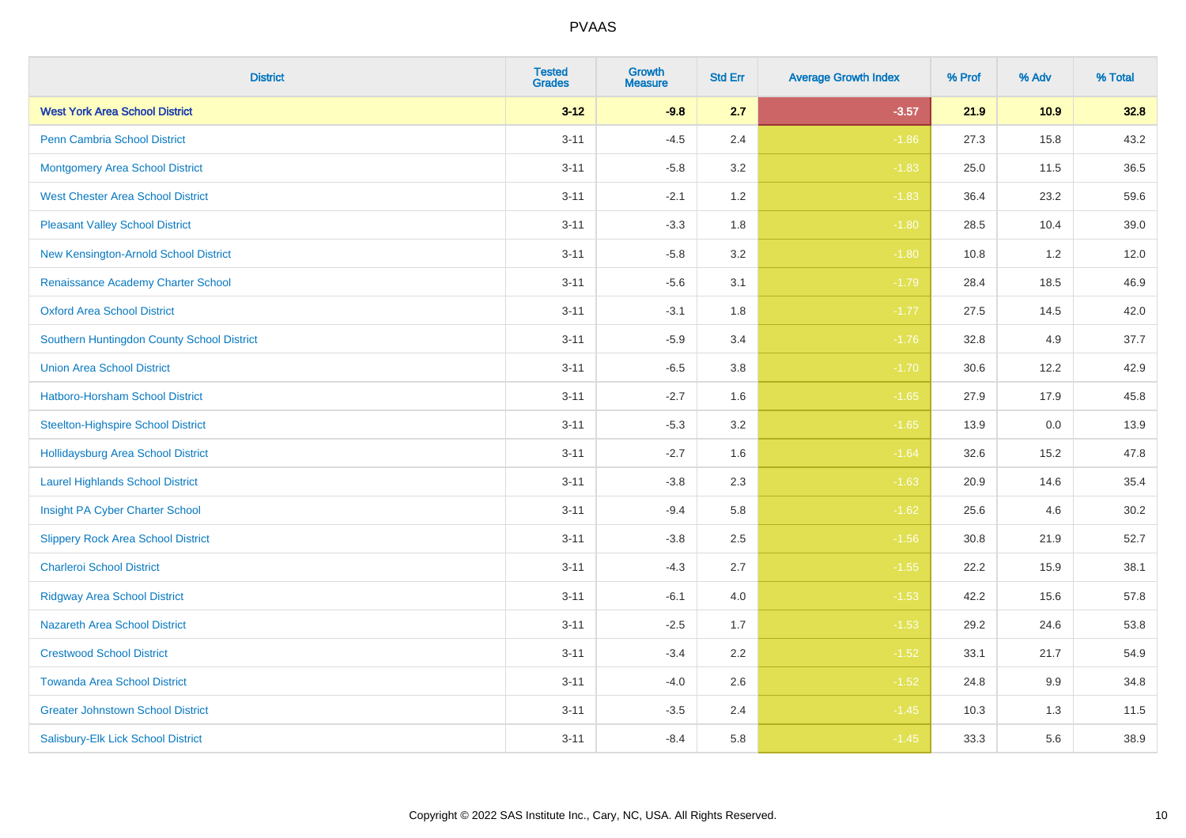| District | Tested Grades | Growth Measure | Std Err | Average Growth Index | % Prof | % Adv | % Total |
|---|---|---|---|---|---|---|---|
| **West York Area School District** | **3-12** | **-9.8** | **2.7** | **-3.57** | **21.9** | **10.9** | **32.8** |
| Penn Cambria School District | 3-11 | -4.5 | 2.4 | -1.86 | 27.3 | 15.8 | 43.2 |
| Montgomery Area School District | 3-11 | -5.8 | 3.2 | -1.83 | 25.0 | 11.5 | 36.5 |
| West Chester Area School District | 3-11 | -2.1 | 1.2 | -1.83 | 36.4 | 23.2 | 59.6 |
| Pleasant Valley School District | 3-11 | -3.3 | 1.8 | -1.80 | 28.5 | 10.4 | 39.0 |
| New Kensington-Arnold School District | 3-11 | -5.8 | 3.2 | -1.80 | 10.8 | 1.2 | 12.0 |
| Renaissance Academy Charter School | 3-11 | -5.6 | 3.1 | -1.79 | 28.4 | 18.5 | 46.9 |
| Oxford Area School District | 3-11 | -3.1 | 1.8 | -1.77 | 27.5 | 14.5 | 42.0 |
| Southern Huntingdon County School District | 3-11 | -5.9 | 3.4 | -1.76 | 32.8 | 4.9 | 37.7 |
| Union Area School District | 3-11 | -6.5 | 3.8 | -1.70 | 30.6 | 12.2 | 42.9 |
| Hatboro-Horsham School District | 3-11 | -2.7 | 1.6 | -1.65 | 27.9 | 17.9 | 45.8 |
| Steelton-Highspire School District | 3-11 | -5.3 | 3.2 | -1.65 | 13.9 | 0.0 | 13.9 |
| Hollidaysburg Area School District | 3-11 | -2.7 | 1.6 | -1.64 | 32.6 | 15.2 | 47.8 |
| Laurel Highlands School District | 3-11 | -3.8 | 2.3 | -1.63 | 20.9 | 14.6 | 35.4 |
| Insight PA Cyber Charter School | 3-11 | -9.4 | 5.8 | -1.62 | 25.6 | 4.6 | 30.2 |
| Slippery Rock Area School District | 3-11 | -3.8 | 2.5 | -1.56 | 30.8 | 21.9 | 52.7 |
| Charleroi School District | 3-11 | -4.3 | 2.7 | -1.55 | 22.2 | 15.9 | 38.1 |
| Ridgway Area School District | 3-11 | -6.1 | 4.0 | -1.53 | 42.2 | 15.6 | 57.8 |
| Nazareth Area School District | 3-11 | -2.5 | 1.7 | -1.53 | 29.2 | 24.6 | 53.8 |
| Crestwood School District | 3-11 | -3.4 | 2.2 | -1.52 | 33.1 | 21.7 | 54.9 |
| Towanda Area School District | 3-11 | -4.0 | 2.6 | -1.52 | 24.8 | 9.9 | 34.8 |
| Greater Johnstown School District | 3-11 | -3.5 | 2.4 | -1.45 | 10.3 | 1.3 | 11.5 |
| Salisbury-Elk Lick School District | 3-11 | -8.4 | 5.8 | -1.45 | 33.3 | 5.6 | 38.9 |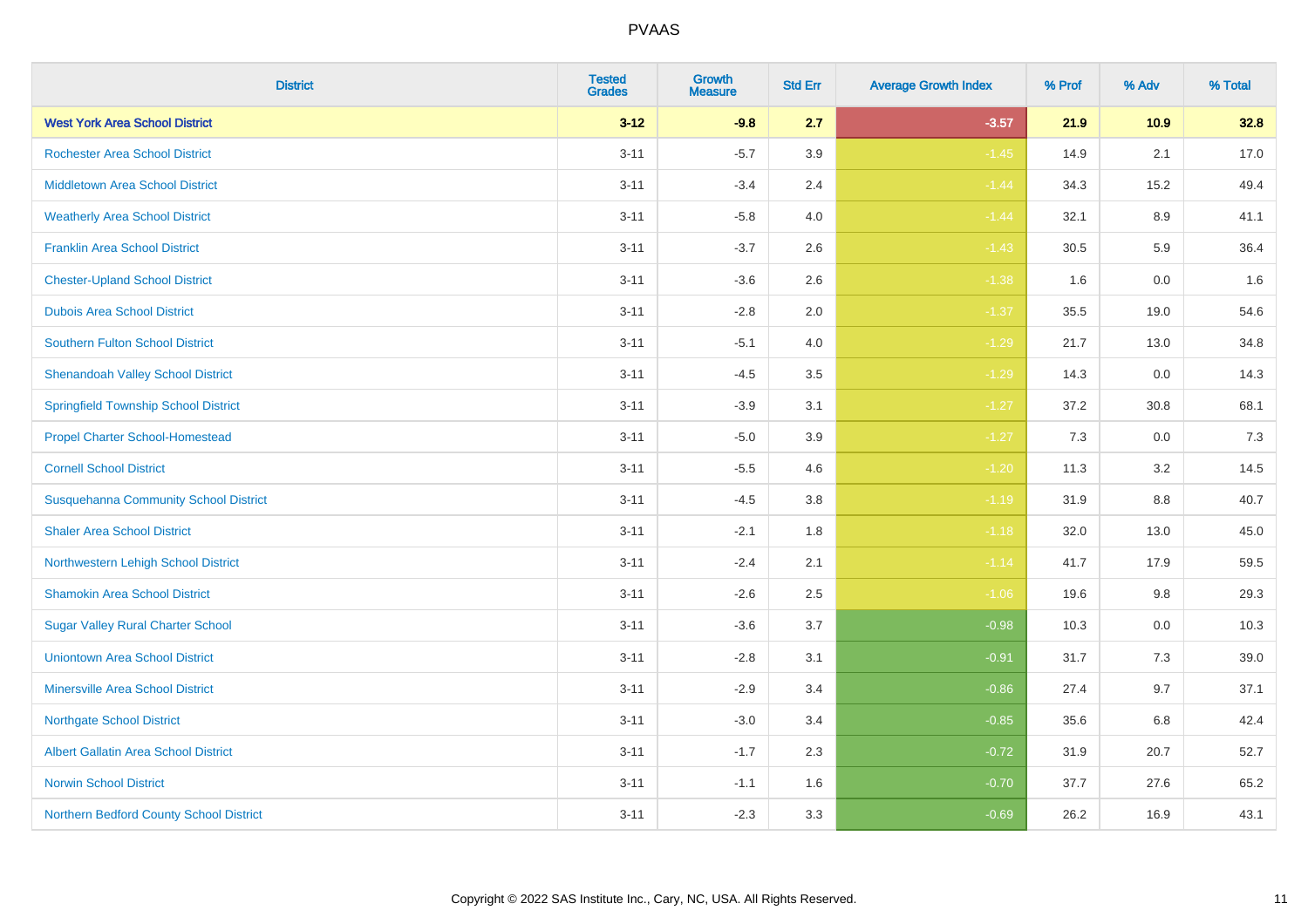# PVAAS

| District | Tested Grades | Growth Measure | Std Err | Average Growth Index | % Prof | % Adv | % Total |
|---|---|---|---|---|---|---|---|
| **West York Area School District** | **3-12** | **-9.8** | **2.7** | **-3.57** | **21.9** | **10.9** | **32.8** |
| Rochester Area School District | 3-11 | -5.7 | 3.9 | -1.45 | 14.9 | 2.1 | 17.0 |
| Middletown Area School District | 3-11 | -3.4 | 2.4 | -1.44 | 34.3 | 15.2 | 49.4 |
| Weatherly Area School District | 3-11 | -5.8 | 4.0 | -1.44 | 32.1 | 8.9 | 41.1 |
| Franklin Area School District | 3-11 | -3.7 | 2.6 | -1.43 | 30.5 | 5.9 | 36.4 |
| Chester-Upland School District | 3-11 | -3.6 | 2.6 | -1.38 | 1.6 | 0.0 | 1.6 |
| Dubois Area School District | 3-11 | -2.8 | 2.0 | -1.37 | 35.5 | 19.0 | 54.6 |
| Southern Fulton School District | 3-11 | -5.1 | 4.0 | -1.29 | 21.7 | 13.0 | 34.8 |
| Shenandoah Valley School District | 3-11 | -4.5 | 3.5 | -1.29 | 14.3 | 0.0 | 14.3 |
| Springfield Township School District | 3-11 | -3.9 | 3.1 | -1.27 | 37.2 | 30.8 | 68.1 |
| Propel Charter School-Homestead | 3-11 | -5.0 | 3.9 | -1.27 | 7.3 | 0.0 | 7.3 |
| Cornell School District | 3-11 | -5.5 | 4.6 | -1.20 | 11.3 | 3.2 | 14.5 |
| Susquehanna Community School District | 3-11 | -4.5 | 3.8 | -1.19 | 31.9 | 8.8 | 40.7 |
| Shaler Area School District | 3-11 | -2.1 | 1.8 | -1.18 | 32.0 | 13.0 | 45.0 |
| Northwestern Lehigh School District | 3-11 | -2.4 | 2.1 | -1.14 | 41.7 | 17.9 | 59.5 |
| Shamokin Area School District | 3-11 | -2.6 | 2.5 | -1.06 | 19.6 | 9.8 | 29.3 |
| Sugar Valley Rural Charter School | 3-11 | -3.6 | 3.7 | -0.98 | 10.3 | 0.0 | 10.3 |
| Uniontown Area School District | 3-11 | -2.8 | 3.1 | -0.91 | 31.7 | 7.3 | 39.0 |
| Minersville Area School District | 3-11 | -2.9 | 3.4 | -0.86 | 27.4 | 9.7 | 37.1 |
| Northgate School District | 3-11 | -3.0 | 3.4 | -0.85 | 35.6 | 6.8 | 42.4 |
| Albert Gallatin Area School District | 3-11 | -1.7 | 2.3 | -0.72 | 31.9 | 20.7 | 52.7 |
| Norwin School District | 3-11 | -1.1 | 1.6 | -0.70 | 37.7 | 27.6 | 65.2 |
| Northern Bedford County School District | 3-11 | -2.3 | 3.3 | -0.69 | 26.2 | 16.9 | 43.1 |

Copyright © 2022 SAS Institute Inc., Cary, NC, USA. All Rights Reserved.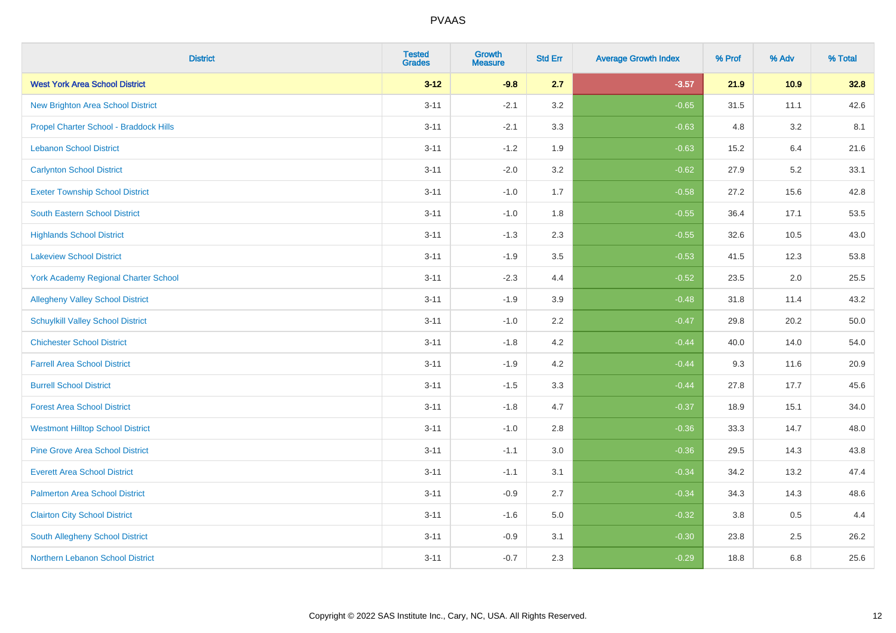| District | Tested Grades | Growth Measure | Std Err | Average Growth Index | % Prof | % Adv | % Total |
|---|---|---|---|---|---|---|---|
| **West York Area School District** | **3-12** | **-9.8** | **2.7** | **-3.57** | **21.9** | **10.9** | **32.8** |
| New Brighton Area School District | 3-11 | -2.1 | 3.2 | -0.65 | 31.5 | 11.1 | 42.6 |
| Propel Charter School - Braddock Hills | 3-11 | -2.1 | 3.3 | -0.63 | 4.8 | 3.2 | 8.1 |
| Lebanon School District | 3-11 | -1.2 | 1.9 | -0.63 | 15.2 | 6.4 | 21.6 |
| Carlynton School District | 3-11 | -2.0 | 3.2 | -0.62 | 27.9 | 5.2 | 33.1 |
| Exeter Township School District | 3-11 | -1.0 | 1.7 | -0.58 | 27.2 | 15.6 | 42.8 |
| South Eastern School District | 3-11 | -1.0 | 1.8 | -0.55 | 36.4 | 17.1 | 53.5 |
| Highlands School District | 3-11 | -1.3 | 2.3 | -0.55 | 32.6 | 10.5 | 43.0 |
| Lakeview School District | 3-11 | -1.9 | 3.5 | -0.53 | 41.5 | 12.3 | 53.8 |
| York Academy Regional Charter School | 3-11 | -2.3 | 4.4 | -0.52 | 23.5 | 2.0 | 25.5 |
| Allegheny Valley School District | 3-11 | -1.9 | 3.9 | -0.48 | 31.8 | 11.4 | 43.2 |
| Schuylkill Valley School District | 3-11 | -1.0 | 2.2 | -0.47 | 29.8 | 20.2 | 50.0 |
| Chichester School District | 3-11 | -1.8 | 4.2 | -0.44 | 40.0 | 14.0 | 54.0 |
| Farrell Area School District | 3-11 | -1.9 | 4.2 | -0.44 | 9.3 | 11.6 | 20.9 |
| Burrell School District | 3-11 | -1.5 | 3.3 | -0.44 | 27.8 | 17.7 | 45.6 |
| Forest Area School District | 3-11 | -1.8 | 4.7 | -0.37 | 18.9 | 15.1 | 34.0 |
| Westmont Hilltop School District | 3-11 | -1.0 | 2.8 | -0.36 | 33.3 | 14.7 | 48.0 |
| Pine Grove Area School District | 3-11 | -1.1 | 3.0 | -0.36 | 29.5 | 14.3 | 43.8 |
| Everett Area School District | 3-11 | -1.1 | 3.1 | -0.34 | 34.2 | 13.2 | 47.4 |
| Palmerton Area School District | 3-11 | -0.9 | 2.7 | -0.34 | 34.3 | 14.3 | 48.6 |
| Clairton City School District | 3-11 | -1.6 | 5.0 | -0.32 | 3.8 | 0.5 | 4.4 |
| South Allegheny School District | 3-11 | -0.9 | 3.1 | -0.30 | 23.8 | 2.5 | 26.2 |
| Northern Lebanon School District | 3-11 | -0.7 | 2.3 | -0.29 | 18.8 | 6.8 | 25.6 |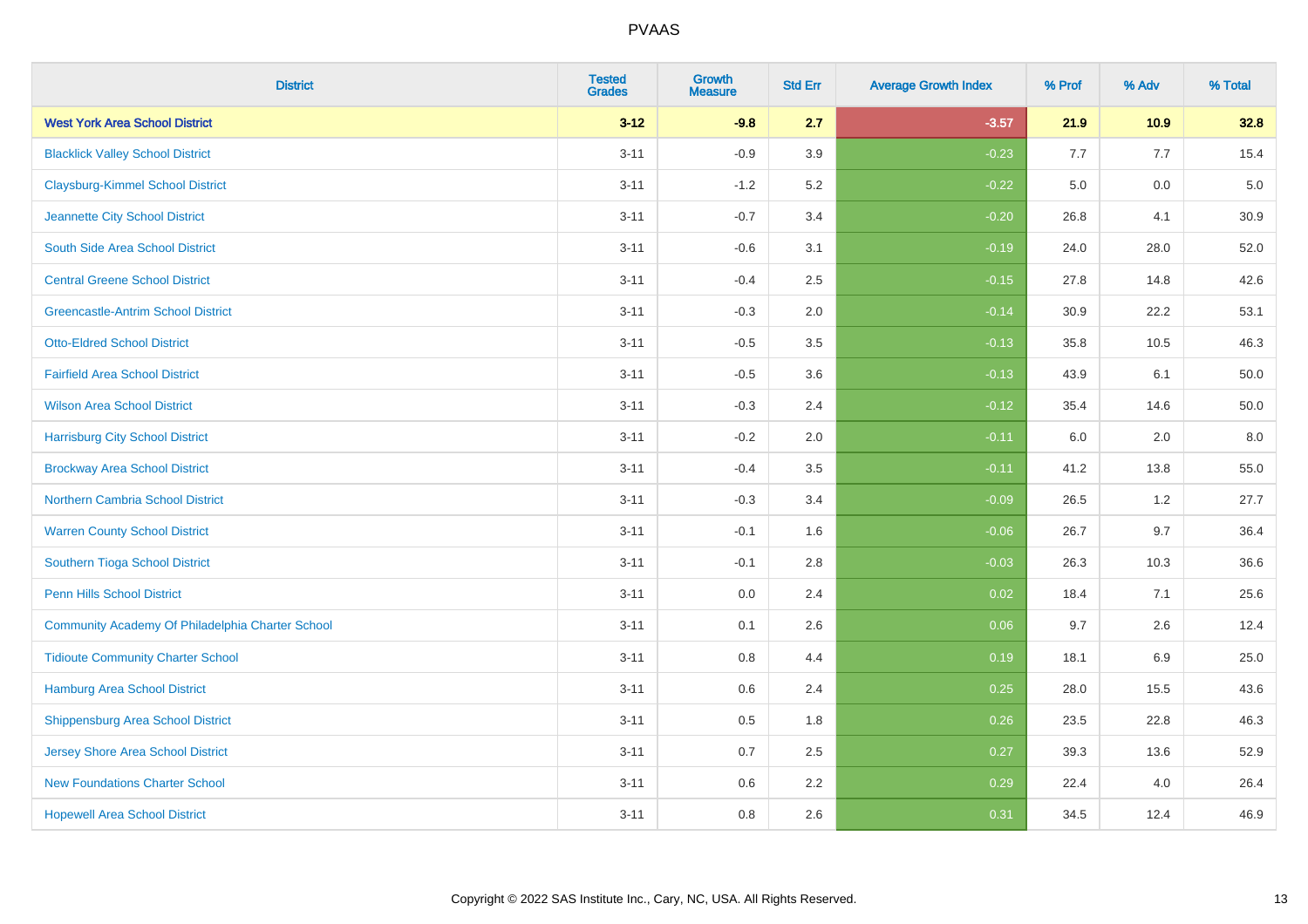# PVAAS

| District | Tested Grades | Growth Measure | Std Err | Average Growth Index | % Prof | % Adv | % Total |
|---|---|---|---|---|---|---|---|
| **West York Area School District** | **3-12** | **-9.8** | **2.7** | **-3.57** | **21.9** | **10.9** | **32.8** |
| Blacklick Valley School District | 3-11 | -0.9 | 3.9 | -0.23 | 7.7 | 7.7 | 15.4 |
| Claysburg-Kimmel School District | 3-11 | -1.2 | 5.2 | -0.22 | 5.0 | 0.0 | 5.0 |
| Jeannette City School District | 3-11 | -0.7 | 3.4 | -0.20 | 26.8 | 4.1 | 30.9 |
| South Side Area School District | 3-11 | -0.6 | 3.1 | -0.19 | 24.0 | 28.0 | 52.0 |
| Central Greene School District | 3-11 | -0.4 | 2.5 | -0.15 | 27.8 | 14.8 | 42.6 |
| Greencastle-Antrim School District | 3-11 | -0.3 | 2.0 | -0.14 | 30.9 | 22.2 | 53.1 |
| Otto-Eldred School District | 3-11 | -0.5 | 3.5 | -0.13 | 35.8 | 10.5 | 46.3 |
| Fairfield Area School District | 3-11 | -0.5 | 3.6 | -0.13 | 43.9 | 6.1 | 50.0 |
| Wilson Area School District | 3-11 | -0.3 | 2.4 | -0.12 | 35.4 | 14.6 | 50.0 |
| Harrisburg City School District | 3-11 | -0.2 | 2.0 | -0.11 | 6.0 | 2.0 | 8.0 |
| Brockway Area School District | 3-11 | -0.4 | 3.5 | -0.11 | 41.2 | 13.8 | 55.0 |
| Northern Cambria School District | 3-11 | -0.3 | 3.4 | -0.09 | 26.5 | 1.2 | 27.7 |
| Warren County School District | 3-11 | -0.1 | 1.6 | -0.06 | 26.7 | 9.7 | 36.4 |
| Southern Tioga School District | 3-11 | -0.1 | 2.8 | -0.03 | 26.3 | 10.3 | 36.6 |
| Penn Hills School District | 3-11 | 0.0 | 2.4 | 0.02 | 18.4 | 7.1 | 25.6 |
| Community Academy Of Philadelphia Charter School | 3-11 | 0.1 | 2.6 | 0.06 | 9.7 | 2.6 | 12.4 |
| Tidioute Community Charter School | 3-11 | 0.8 | 4.4 | 0.19 | 18.1 | 6.9 | 25.0 |
| Hamburg Area School District | 3-11 | 0.6 | 2.4 | 0.25 | 28.0 | 15.5 | 43.6 |
| Shippensburg Area School District | 3-11 | 0.5 | 1.8 | 0.26 | 23.5 | 22.8 | 46.3 |
| Jersey Shore Area School District | 3-11 | 0.7 | 2.5 | 0.27 | 39.3 | 13.6 | 52.9 |
| New Foundations Charter School | 3-11 | 0.6 | 2.2 | 0.29 | 22.4 | 4.0 | 26.4 |
| Hopewell Area School District | 3-11 | 0.8 | 2.6 | 0.31 | 34.5 | 12.4 | 46.9 |

Copyright © 2022 SAS Institute Inc., Cary, NC, USA. All Rights Reserved.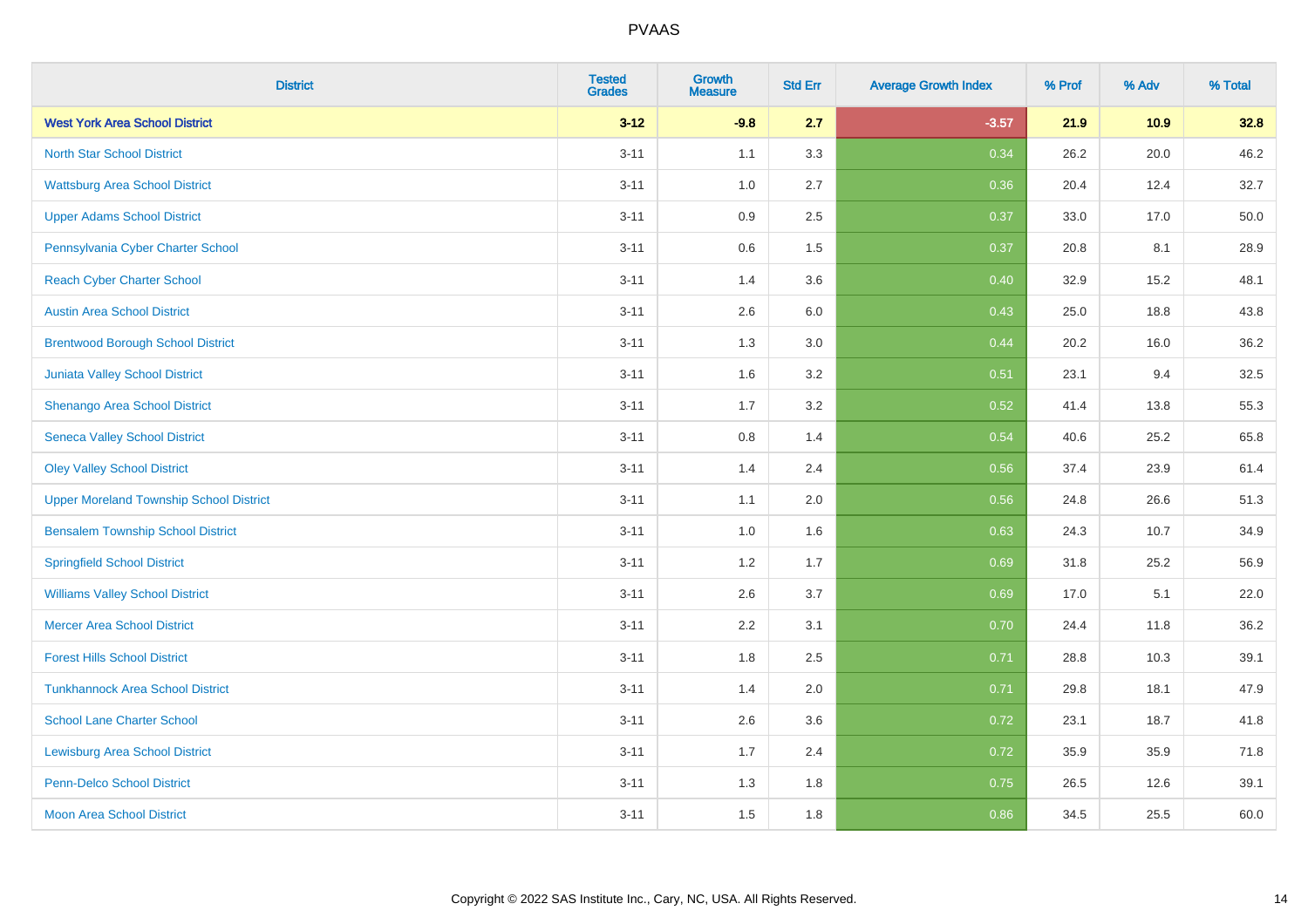| District | Tested Grades | Growth Measure | Std Err | Average Growth Index | % Prof | % Adv | % Total |
|---|---|---|---|---|---|---|---|
| **West York Area School District** | **3-12** | **-9.8** | **2.7** | **-3.57** | **21.9** | **10.9** | **32.8** |
| North Star School District | 3-11 | 1.1 | 3.3 | 0.34 | 26.2 | 20.0 | 46.2 |
| Wattsburg Area School District | 3-11 | 1.0 | 2.7 | 0.36 | 20.4 | 12.4 | 32.7 |
| Upper Adams School District | 3-11 | 0.9 | 2.5 | 0.37 | 33.0 | 17.0 | 50.0 |
| Pennsylvania Cyber Charter School | 3-11 | 0.6 | 1.5 | 0.37 | 20.8 | 8.1 | 28.9 |
| Reach Cyber Charter School | 3-11 | 1.4 | 3.6 | 0.40 | 32.9 | 15.2 | 48.1 |
| Austin Area School District | 3-11 | 2.6 | 6.0 | 0.43 | 25.0 | 18.8 | 43.8 |
| Brentwood Borough School District | 3-11 | 1.3 | 3.0 | 0.44 | 20.2 | 16.0 | 36.2 |
| Juniata Valley School District | 3-11 | 1.6 | 3.2 | 0.51 | 23.1 | 9.4 | 32.5 |
| Shenango Area School District | 3-11 | 1.7 | 3.2 | 0.52 | 41.4 | 13.8 | 55.3 |
| Seneca Valley School District | 3-11 | 0.8 | 1.4 | 0.54 | 40.6 | 25.2 | 65.8 |
| Oley Valley School District | 3-11 | 1.4 | 2.4 | 0.56 | 37.4 | 23.9 | 61.4 |
| Upper Moreland Township School District | 3-11 | 1.1 | 2.0 | 0.56 | 24.8 | 26.6 | 51.3 |
| Bensalem Township School District | 3-11 | 1.0 | 1.6 | 0.63 | 24.3 | 10.7 | 34.9 |
| Springfield School District | 3-11 | 1.2 | 1.7 | 0.69 | 31.8 | 25.2 | 56.9 |
| Williams Valley School District | 3-11 | 2.6 | 3.7 | 0.69 | 17.0 | 5.1 | 22.0 |
| Mercer Area School District | 3-11 | 2.2 | 3.1 | 0.70 | 24.4 | 11.8 | 36.2 |
| Forest Hills School District | 3-11 | 1.8 | 2.5 | 0.71 | 28.8 | 10.3 | 39.1 |
| Tunkhannock Area School District | 3-11 | 1.4 | 2.0 | 0.71 | 29.8 | 18.1 | 47.9 |
| School Lane Charter School | 3-11 | 2.6 | 3.6 | 0.72 | 23.1 | 18.7 | 41.8 |
| Lewisburg Area School District | 3-11 | 1.7 | 2.4 | 0.72 | 35.9 | 35.9 | 71.8 |
| Penn-Delco School District | 3-11 | 1.3 | 1.8 | 0.75 | 26.5 | 12.6 | 39.1 |
| Moon Area School District | 3-11 | 1.5 | 1.8 | 0.86 | 34.5 | 25.5 | 60.0 |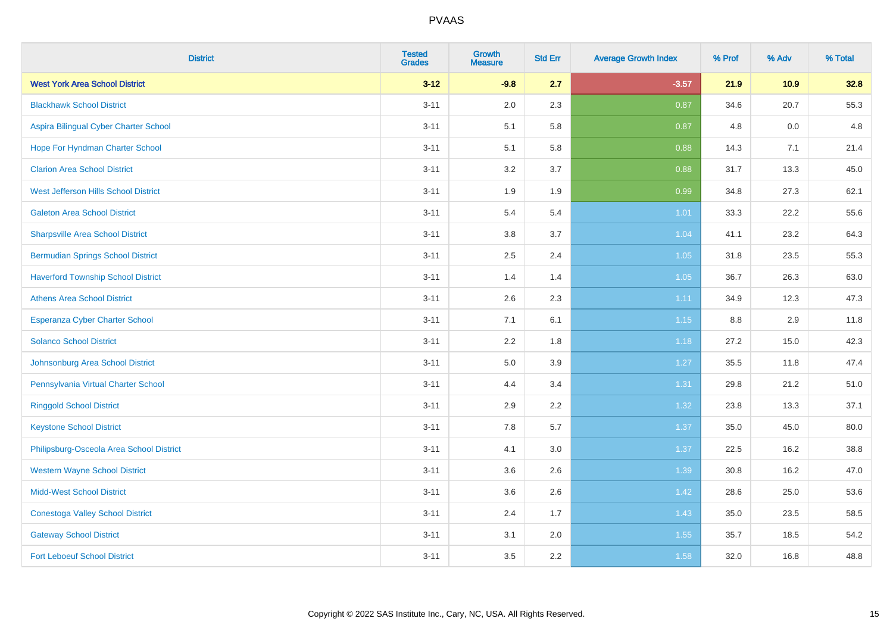PVAAS

| District | Tested Grades | Growth Measure | Std Err | Average Growth Index | % Prof | % Adv | % Total |
|---|---|---|---|---|---|---|---|
| **West York Area School District** | **3-12** | **-9.8** | **2.7** | **-3.57** | **21.9** | **10.9** | **32.8** |
| Blackhawk School District | 3-11 | 2.0 | 2.3 | 0.87 | 34.6 | 20.7 | 55.3 |
| Aspira Bilingual Cyber Charter School | 3-11 | 5.1 | 5.8 | 0.87 | 4.8 | 0.0 | 4.8 |
| Hope For Hyndman Charter School | 3-11 | 5.1 | 5.8 | 0.88 | 14.3 | 7.1 | 21.4 |
| Clarion Area School District | 3-11 | 3.2 | 3.7 | 0.88 | 31.7 | 13.3 | 45.0 |
| West Jefferson Hills School District | 3-11 | 1.9 | 1.9 | 0.99 | 34.8 | 27.3 | 62.1 |
| Galeton Area School District | 3-11 | 5.4 | 5.4 | 1.01 | 33.3 | 22.2 | 55.6 |
| Sharpsville Area School District | 3-11 | 3.8 | 3.7 | 1.04 | 41.1 | 23.2 | 64.3 |
| Bermudian Springs School District | 3-11 | 2.5 | 2.4 | 1.05 | 31.8 | 23.5 | 55.3 |
| Haverford Township School District | 3-11 | 1.4 | 1.4 | 1.05 | 36.7 | 26.3 | 63.0 |
| Athens Area School District | 3-11 | 2.6 | 2.3 | 1.11 | 34.9 | 12.3 | 47.3 |
| Esperanza Cyber Charter School | 3-11 | 7.1 | 6.1 | 1.15 | 8.8 | 2.9 | 11.8 |
| Solanco School District | 3-11 | 2.2 | 1.8 | 1.18 | 27.2 | 15.0 | 42.3 |
| Johnsonburg Area School District | 3-11 | 5.0 | 3.9 | 1.27 | 35.5 | 11.8 | 47.4 |
| Pennsylvania Virtual Charter School | 3-11 | 4.4 | 3.4 | 1.31 | 29.8 | 21.2 | 51.0 |
| Ringgold School District | 3-11 | 2.9 | 2.2 | 1.32 | 23.8 | 13.3 | 37.1 |
| Keystone School District | 3-11 | 7.8 | 5.7 | 1.37 | 35.0 | 45.0 | 80.0 |
| Philipsburg-Osceola Area School District | 3-11 | 4.1 | 3.0 | 1.37 | 22.5 | 16.2 | 38.8 |
| Western Wayne School District | 3-11 | 3.6 | 2.6 | 1.39 | 30.8 | 16.2 | 47.0 |
| Midd-West School District | 3-11 | 3.6 | 2.6 | 1.42 | 28.6 | 25.0 | 53.6 |
| Conestoga Valley School District | 3-11 | 2.4 | 1.7 | 1.43 | 35.0 | 23.5 | 58.5 |
| Gateway School District | 3-11 | 3.1 | 2.0 | 1.55 | 35.7 | 18.5 | 54.2 |
| Fort Leboeuf School District | 3-11 | 3.5 | 2.2 | 1.58 | 32.0 | 16.8 | 48.8 |

Copyright © 2022 SAS Institute Inc., Cary, NC, USA. All Rights Reserved.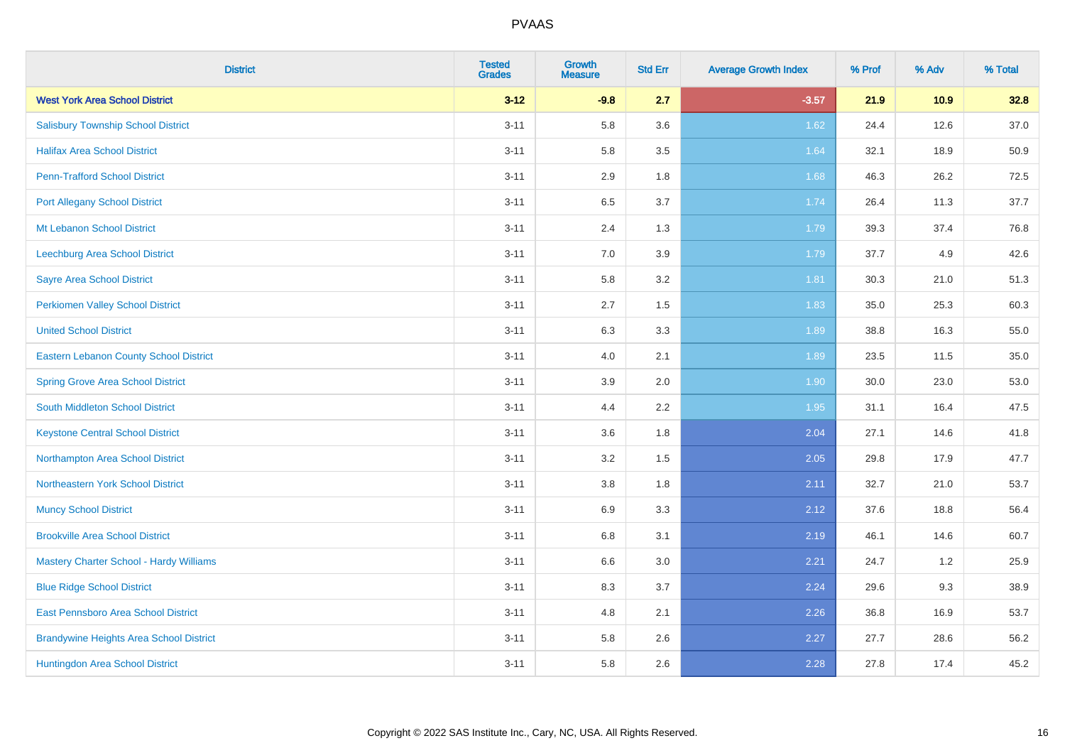| District | Tested Grades | Growth Measure | Std Err | Average Growth Index | % Prof | % Adv | % Total |
|---|---|---|---|---|---|---|---|
| **West York Area School District** | **3-12** | **-9.8** | **2.7** | **-3.57** | **21.9** | **10.9** | **32.8** |
| Salisbury Township School District | 3-11 | 5.8 | 3.6 | 1.62 | 24.4 | 12.6 | 37.0 |
| Halifax Area School District | 3-11 | 5.8 | 3.5 | 1.64 | 32.1 | 18.9 | 50.9 |
| Penn-Trafford School District | 3-11 | 2.9 | 1.8 | 1.68 | 46.3 | 26.2 | 72.5 |
| Port Allegany School District | 3-11 | 6.5 | 3.7 | 1.74 | 26.4 | 11.3 | 37.7 |
| Mt Lebanon School District | 3-11 | 2.4 | 1.3 | 1.79 | 39.3 | 37.4 | 76.8 |
| Leechburg Area School District | 3-11 | 7.0 | 3.9 | 1.79 | 37.7 | 4.9 | 42.6 |
| Sayre Area School District | 3-11 | 5.8 | 3.2 | 1.81 | 30.3 | 21.0 | 51.3 |
| Perkiomen Valley School District | 3-11 | 2.7 | 1.5 | 1.83 | 35.0 | 25.3 | 60.3 |
| United School District | 3-11 | 6.3 | 3.3 | 1.89 | 38.8 | 16.3 | 55.0 |
| Eastern Lebanon County School District | 3-11 | 4.0 | 2.1 | 1.89 | 23.5 | 11.5 | 35.0 |
| Spring Grove Area School District | 3-11 | 3.9 | 2.0 | 1.90 | 30.0 | 23.0 | 53.0 |
| South Middleton School District | 3-11 | 4.4 | 2.2 | 1.95 | 31.1 | 16.4 | 47.5 |
| Keystone Central School District | 3-11 | 3.6 | 1.8 | 2.04 | 27.1 | 14.6 | 41.8 |
| Northampton Area School District | 3-11 | 3.2 | 1.5 | 2.05 | 29.8 | 17.9 | 47.7 |
| Northeastern York School District | 3-11 | 3.8 | 1.8 | 2.11 | 32.7 | 21.0 | 53.7 |
| Muncy School District | 3-11 | 6.9 | 3.3 | 2.12 | 37.6 | 18.8 | 56.4 |
| Brookville Area School District | 3-11 | 6.8 | 3.1 | 2.19 | 46.1 | 14.6 | 60.7 |
| Mastery Charter School - Hardy Williams | 3-11 | 6.6 | 3.0 | 2.21 | 24.7 | 1.2 | 25.9 |
| Blue Ridge School District | 3-11 | 8.3 | 3.7 | 2.24 | 29.6 | 9.3 | 38.9 |
| East Pennsboro Area School District | 3-11 | 4.8 | 2.1 | 2.26 | 36.8 | 16.9 | 53.7 |
| Brandywine Heights Area School District | 3-11 | 5.8 | 2.6 | 2.27 | 27.7 | 28.6 | 56.2 |
| Huntingdon Area School District | 3-11 | 5.8 | 2.6 | 2.28 | 27.8 | 17.4 | 45.2 |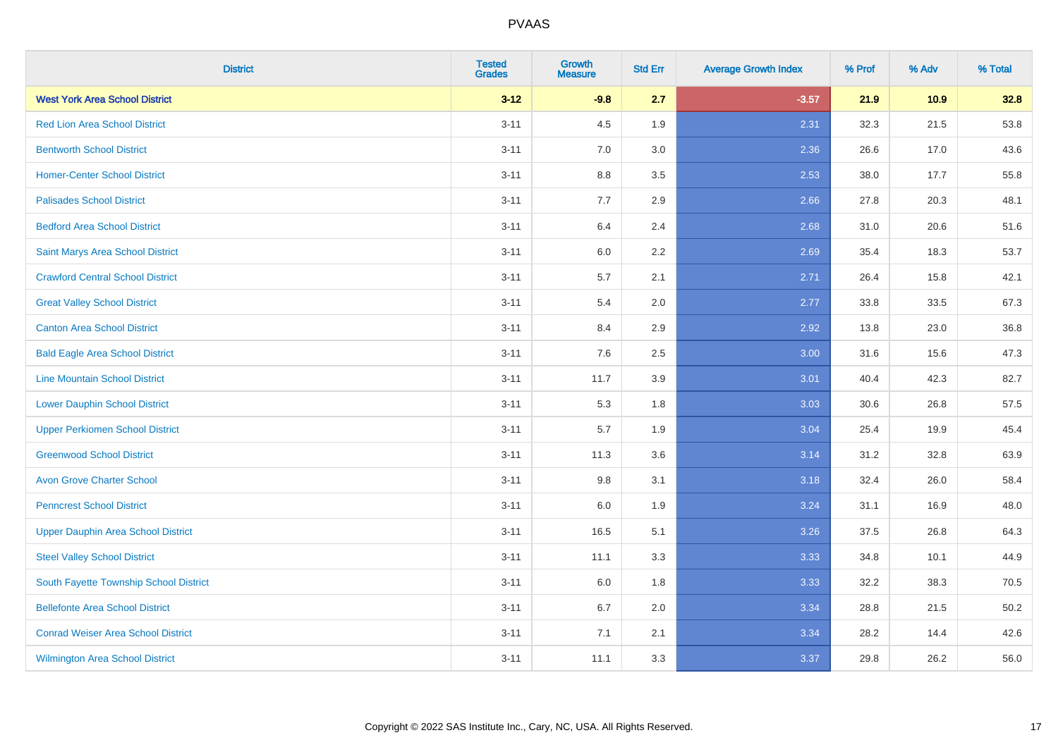| District | Tested Grades | Growth Measure | Std Err | Average Growth Index | % Prof | % Adv | % Total |
|---|---|---|---|---|---|---|---|
| **West York Area School District** | **3-12** | **-9.8** | **2.7** | **-3.57** | **21.9** | **10.9** | **32.8** |
| Red Lion Area School District | 3-11 | 4.5 | 1.9 | 2.31 | 32.3 | 21.5 | 53.8 |
| Bentworth School District | 3-11 | 7.0 | 3.0 | 2.36 | 26.6 | 17.0 | 43.6 |
| Homer-Center School District | 3-11 | 8.8 | 3.5 | 2.53 | 38.0 | 17.7 | 55.8 |
| Palisades School District | 3-11 | 7.7 | 2.9 | 2.66 | 27.8 | 20.3 | 48.1 |
| Bedford Area School District | 3-11 | 6.4 | 2.4 | 2.68 | 31.0 | 20.6 | 51.6 |
| Saint Marys Area School District | 3-11 | 6.0 | 2.2 | 2.69 | 35.4 | 18.3 | 53.7 |
| Crawford Central School District | 3-11 | 5.7 | 2.1 | 2.71 | 26.4 | 15.8 | 42.1 |
| Great Valley School District | 3-11 | 5.4 | 2.0 | 2.77 | 33.8 | 33.5 | 67.3 |
| Canton Area School District | 3-11 | 8.4 | 2.9 | 2.92 | 13.8 | 23.0 | 36.8 |
| Bald Eagle Area School District | 3-11 | 7.6 | 2.5 | 3.00 | 31.6 | 15.6 | 47.3 |
| Line Mountain School District | 3-11 | 11.7 | 3.9 | 3.01 | 40.4 | 42.3 | 82.7 |
| Lower Dauphin School District | 3-11 | 5.3 | 1.8 | 3.03 | 30.6 | 26.8 | 57.5 |
| Upper Perkiomen School District | 3-11 | 5.7 | 1.9 | 3.04 | 25.4 | 19.9 | 45.4 |
| Greenwood School District | 3-11 | 11.3 | 3.6 | 3.14 | 31.2 | 32.8 | 63.9 |
| Avon Grove Charter School | 3-11 | 9.8 | 3.1 | 3.18 | 32.4 | 26.0 | 58.4 |
| Penncrest School District | 3-11 | 6.0 | 1.9 | 3.24 | 31.1 | 16.9 | 48.0 |
| Upper Dauphin Area School District | 3-11 | 16.5 | 5.1 | 3.26 | 37.5 | 26.8 | 64.3 |
| Steel Valley School District | 3-11 | 11.1 | 3.3 | 3.33 | 34.8 | 10.1 | 44.9 |
| South Fayette Township School District | 3-11 | 6.0 | 1.8 | 3.33 | 32.2 | 38.3 | 70.5 |
| Bellefonte Area School District | 3-11 | 6.7 | 2.0 | 3.34 | 28.8 | 21.5 | 50.2 |
| Conrad Weiser Area School District | 3-11 | 7.1 | 2.1 | 3.34 | 28.2 | 14.4 | 42.6 |
| Wilmington Area School District | 3-11 | 11.1 | 3.3 | 3.37 | 29.8 | 26.2 | 56.0 |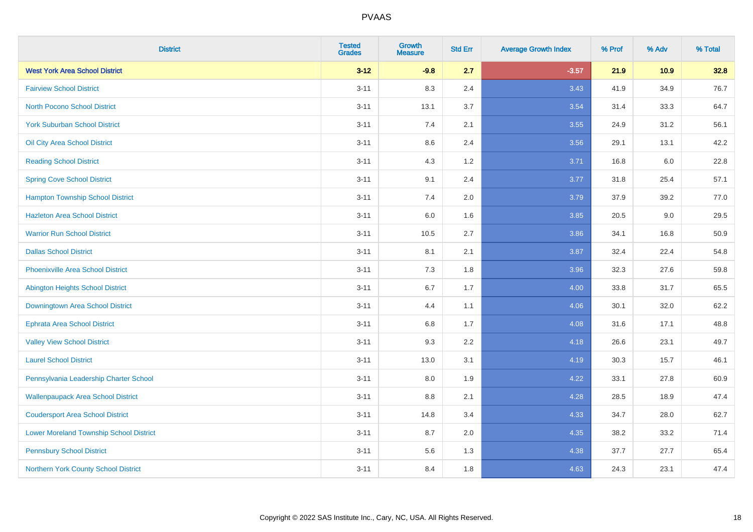# PVAAS

| District | Tested Grades | Growth Measure | Std Err | Average Growth Index | % Prof | % Adv | % Total |
|---|---|---|---|---|---|---|---|
| **West York Area School District** | **3-12** | **-9.8** | **2.7** | **-3.57** | **21.9** | **10.9** | **32.8** |
| Fairview School District | 3-11 | 8.3 | 2.4 | 3.43 | 41.9 | 34.9 | 76.7 |
| North Pocono School District | 3-11 | 13.1 | 3.7 | 3.54 | 31.4 | 33.3 | 64.7 |
| York Suburban School District | 3-11 | 7.4 | 2.1 | 3.55 | 24.9 | 31.2 | 56.1 |
| Oil City Area School District | 3-11 | 8.6 | 2.4 | 3.56 | 29.1 | 13.1 | 42.2 |
| Reading School District | 3-11 | 4.3 | 1.2 | 3.71 | 16.8 | 6.0 | 22.8 |
| Spring Cove School District | 3-11 | 9.1 | 2.4 | 3.77 | 31.8 | 25.4 | 57.1 |
| Hampton Township School District | 3-11 | 7.4 | 2.0 | 3.79 | 37.9 | 39.2 | 77.0 |
| Hazleton Area School District | 3-11 | 6.0 | 1.6 | 3.85 | 20.5 | 9.0 | 29.5 |
| Warrior Run School District | 3-11 | 10.5 | 2.7 | 3.86 | 34.1 | 16.8 | 50.9 |
| Dallas School District | 3-11 | 8.1 | 2.1 | 3.87 | 32.4 | 22.4 | 54.8 |
| Phoenixville Area School District | 3-11 | 7.3 | 1.8 | 3.96 | 32.3 | 27.6 | 59.8 |
| Abington Heights School District | 3-11 | 6.7 | 1.7 | 4.00 | 33.8 | 31.7 | 65.5 |
| Downingtown Area School District | 3-11 | 4.4 | 1.1 | 4.06 | 30.1 | 32.0 | 62.2 |
| Ephrata Area School District | 3-11 | 6.8 | 1.7 | 4.08 | 31.6 | 17.1 | 48.8 |
| Valley View School District | 3-11 | 9.3 | 2.2 | 4.18 | 26.6 | 23.1 | 49.7 |
| Laurel School District | 3-11 | 13.0 | 3.1 | 4.19 | 30.3 | 15.7 | 46.1 |
| Pennsylvania Leadership Charter School | 3-11 | 8.0 | 1.9 | 4.22 | 33.1 | 27.8 | 60.9 |
| Wallenpaupack Area School District | 3-11 | 8.8 | 2.1 | 4.28 | 28.5 | 18.9 | 47.4 |
| Coudersport Area School District | 3-11 | 14.8 | 3.4 | 4.33 | 34.7 | 28.0 | 62.7 |
| Lower Moreland Township School District | 3-11 | 8.7 | 2.0 | 4.35 | 38.2 | 33.2 | 71.4 |
| Pennsbury School District | 3-11 | 5.6 | 1.3 | 4.38 | 37.7 | 27.7 | 65.4 |
| Northern York County School District | 3-11 | 8.4 | 1.8 | 4.63 | 24.3 | 23.1 | 47.4 |

Copyright © 2022 SAS Institute Inc., Cary, NC, USA. All Rights Reserved.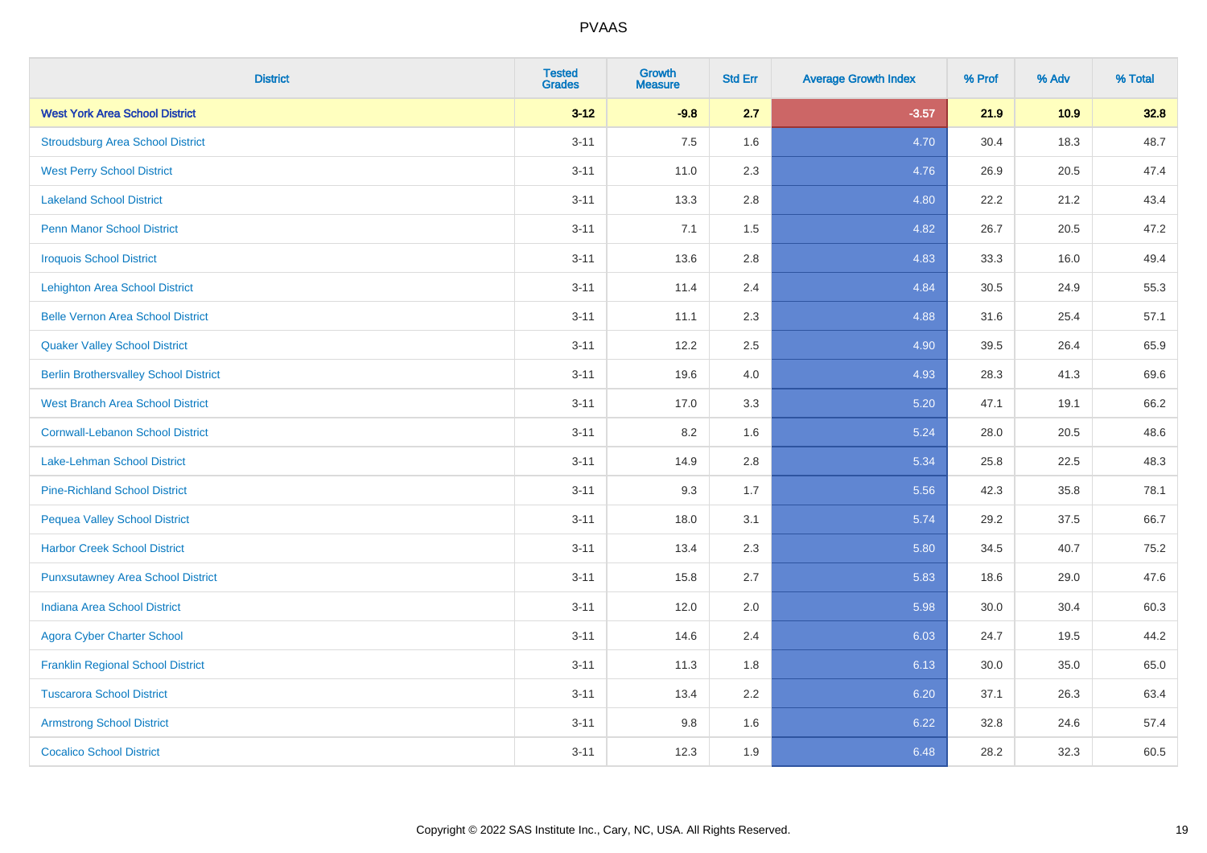| District | Tested Grades | Growth Measure | Std Err | Average Growth Index | % Prof | % Adv | % Total |
|---|---|---|---|---|---|---|---|
| **West York Area School District** | **3-12** | **-9.8** | **2.7** | **-3.57** | **21.9** | **10.9** | **32.8** |
| Stroudsburg Area School District | 3-11 | 7.5 | 1.6 | 4.70 | 30.4 | 18.3 | 48.7 |
| West Perry School District | 3-11 | 11.0 | 2.3 | 4.76 | 26.9 | 20.5 | 47.4 |
| Lakeland School District | 3-11 | 13.3 | 2.8 | 4.80 | 22.2 | 21.2 | 43.4 |
| Penn Manor School District | 3-11 | 7.1 | 1.5 | 4.82 | 26.7 | 20.5 | 47.2 |
| Iroquois School District | 3-11 | 13.6 | 2.8 | 4.83 | 33.3 | 16.0 | 49.4 |
| Lehighton Area School District | 3-11 | 11.4 | 2.4 | 4.84 | 30.5 | 24.9 | 55.3 |
| Belle Vernon Area School District | 3-11 | 11.1 | 2.3 | 4.88 | 31.6 | 25.4 | 57.1 |
| Quaker Valley School District | 3-11 | 12.2 | 2.5 | 4.90 | 39.5 | 26.4 | 65.9 |
| Berlin Brothersvalley School District | 3-11 | 19.6 | 4.0 | 4.93 | 28.3 | 41.3 | 69.6 |
| West Branch Area School District | 3-11 | 17.0 | 3.3 | 5.20 | 47.1 | 19.1 | 66.2 |
| Cornwall-Lebanon School District | 3-11 | 8.2 | 1.6 | 5.24 | 28.0 | 20.5 | 48.6 |
| Lake-Lehman School District | 3-11 | 14.9 | 2.8 | 5.34 | 25.8 | 22.5 | 48.3 |
| Pine-Richland School District | 3-11 | 9.3 | 1.7 | 5.56 | 42.3 | 35.8 | 78.1 |
| Pequea Valley School District | 3-11 | 18.0 | 3.1 | 5.74 | 29.2 | 37.5 | 66.7 |
| Harbor Creek School District | 3-11 | 13.4 | 2.3 | 5.80 | 34.5 | 40.7 | 75.2 |
| Punxsutawney Area School District | 3-11 | 15.8 | 2.7 | 5.83 | 18.6 | 29.0 | 47.6 |
| Indiana Area School District | 3-11 | 12.0 | 2.0 | 5.98 | 30.0 | 30.4 | 60.3 |
| Agora Cyber Charter School | 3-11 | 14.6 | 2.4 | 6.03 | 24.7 | 19.5 | 44.2 |
| Franklin Regional School District | 3-11 | 11.3 | 1.8 | 6.13 | 30.0 | 35.0 | 65.0 |
| Tuscarora School District | 3-11 | 13.4 | 2.2 | 6.20 | 37.1 | 26.3 | 63.4 |
| Armstrong School District | 3-11 | 9.8 | 1.6 | 6.22 | 32.8 | 24.6 | 57.4 |
| Cocalico School District | 3-11 | 12.3 | 1.9 | 6.48 | 28.2 | 32.3 | 60.5 |

Copyright © 2022 SAS Institute Inc., Cary, NC, USA. All Rights Reserved.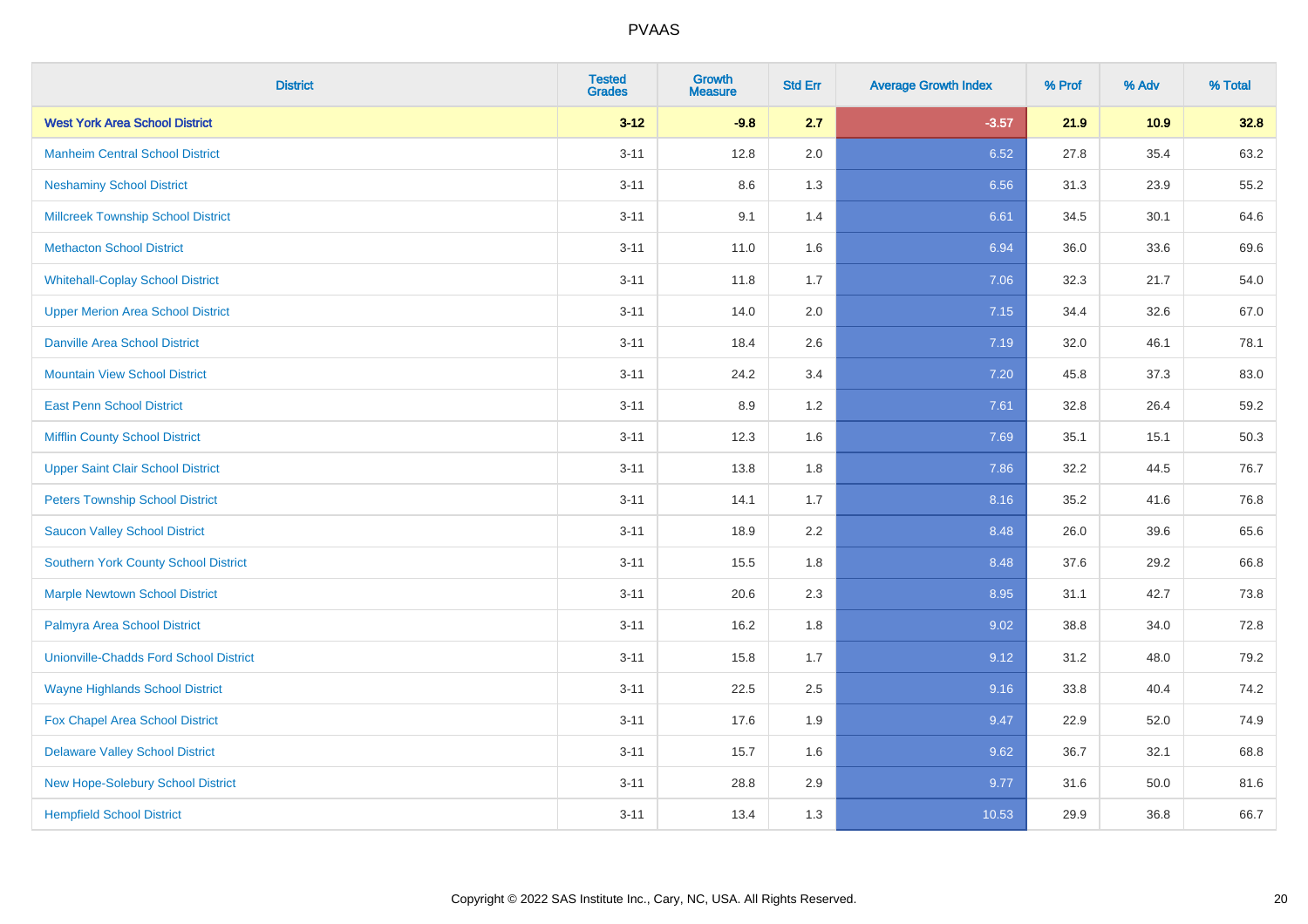# PVAAS

| District | Tested Grades | Growth Measure | Std Err | Average Growth Index | % Prof | % Adv | % Total |
|---|---|---|---|---|---|---|---|
| **West York Area School District** | **3-12** | **-9.8** | **2.7** | **-3.57** | **21.9** | **10.9** | **32.8** |
| Manheim Central School District | 3-11 | 12.8 | 2.0 | 6.52 | 27.8 | 35.4 | 63.2 |
| Neshaminy School District | 3-11 | 8.6 | 1.3 | 6.56 | 31.3 | 23.9 | 55.2 |
| Millcreek Township School District | 3-11 | 9.1 | 1.4 | 6.61 | 34.5 | 30.1 | 64.6 |
| Methacton School District | 3-11 | 11.0 | 1.6 | 6.94 | 36.0 | 33.6 | 69.6 |
| Whitehall-Coplay School District | 3-11 | 11.8 | 1.7 | 7.06 | 32.3 | 21.7 | 54.0 |
| Upper Merion Area School District | 3-11 | 14.0 | 2.0 | 7.15 | 34.4 | 32.6 | 67.0 |
| Danville Area School District | 3-11 | 18.4 | 2.6 | 7.19 | 32.0 | 46.1 | 78.1 |
| Mountain View School District | 3-11 | 24.2 | 3.4 | 7.20 | 45.8 | 37.3 | 83.0 |
| East Penn School District | 3-11 | 8.9 | 1.2 | 7.61 | 32.8 | 26.4 | 59.2 |
| Mifflin County School District | 3-11 | 12.3 | 1.6 | 7.69 | 35.1 | 15.1 | 50.3 |
| Upper Saint Clair School District | 3-11 | 13.8 | 1.8 | 7.86 | 32.2 | 44.5 | 76.7 |
| Peters Township School District | 3-11 | 14.1 | 1.7 | 8.16 | 35.2 | 41.6 | 76.8 |
| Saucon Valley School District | 3-11 | 18.9 | 2.2 | 8.48 | 26.0 | 39.6 | 65.6 |
| Southern York County School District | 3-11 | 15.5 | 1.8 | 8.48 | 37.6 | 29.2 | 66.8 |
| Marple Newtown School District | 3-11 | 20.6 | 2.3 | 8.95 | 31.1 | 42.7 | 73.8 |
| Palmyra Area School District | 3-11 | 16.2 | 1.8 | 9.02 | 38.8 | 34.0 | 72.8 |
| Unionville-Chadds Ford School District | 3-11 | 15.8 | 1.7 | 9.12 | 31.2 | 48.0 | 79.2 |
| Wayne Highlands School District | 3-11 | 22.5 | 2.5 | 9.16 | 33.8 | 40.4 | 74.2 |
| Fox Chapel Area School District | 3-11 | 17.6 | 1.9 | 9.47 | 22.9 | 52.0 | 74.9 |
| Delaware Valley School District | 3-11 | 15.7 | 1.6 | 9.62 | 36.7 | 32.1 | 68.8 |
| New Hope-Solebury School District | 3-11 | 28.8 | 2.9 | 9.77 | 31.6 | 50.0 | 81.6 |
| Hempfield School District | 3-11 | 13.4 | 1.3 | 10.53 | 29.9 | 36.8 | 66.7 |

Copyright © 2022 SAS Institute Inc., Cary, NC, USA. All Rights Reserved.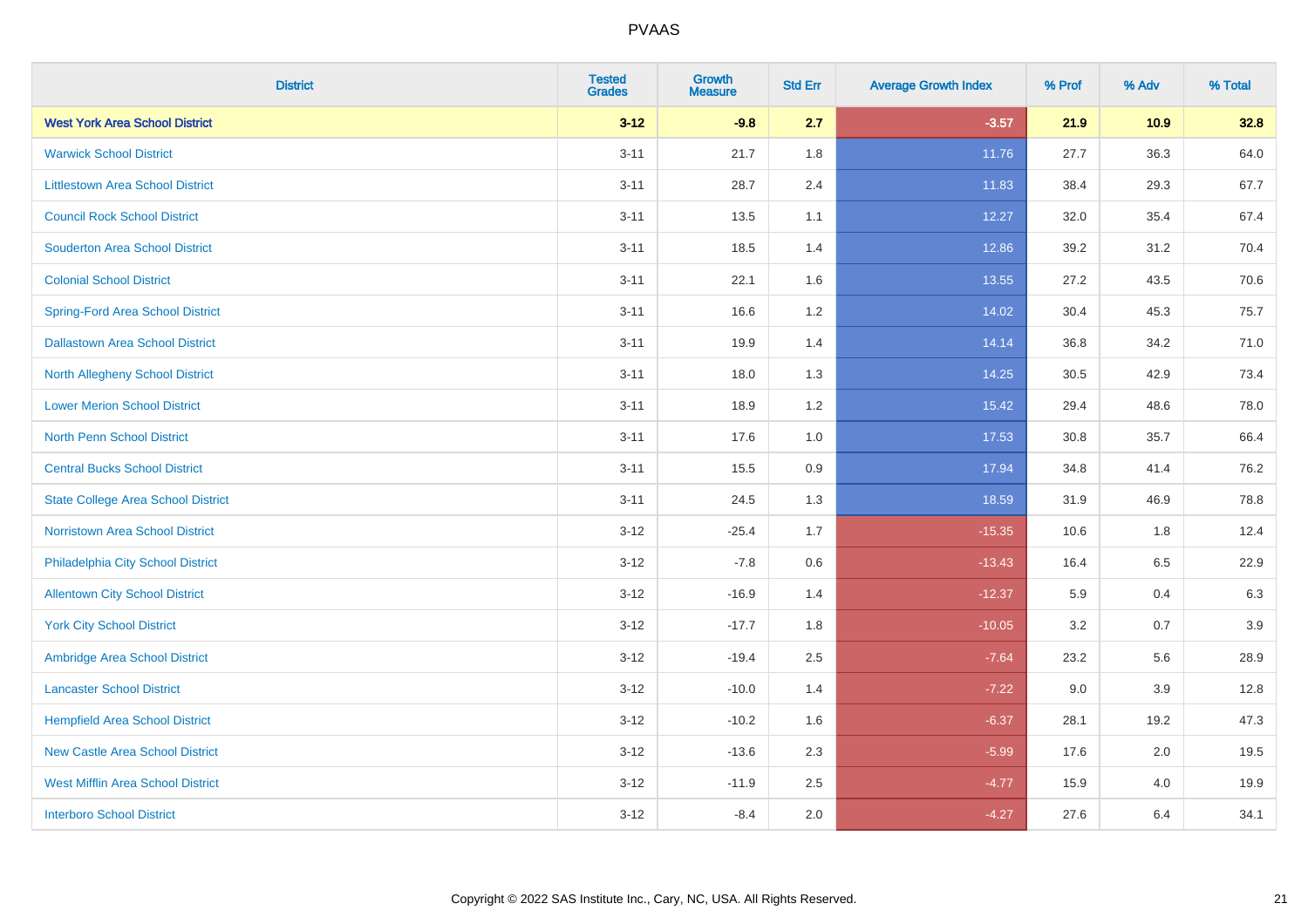# PVAAS

| District | Tested Grades | Growth Measure | Std Err | Average Growth Index | % Prof | % Adv | % Total |
|---|---|---|---|---|---|---|---|
| **West York Area School District** | **3-12** | **-9.8** | **2.7** | **-3.57** | **21.9** | **10.9** | **32.8** |
| Warwick School District | 3-11 | 21.7 | 1.8 | 11.76 | 27.7 | 36.3 | 64.0 |
| Littlestown Area School District | 3-11 | 28.7 | 2.4 | 11.83 | 38.4 | 29.3 | 67.7 |
| Council Rock School District | 3-11 | 13.5 | 1.1 | 12.27 | 32.0 | 35.4 | 67.4 |
| Souderton Area School District | 3-11 | 18.5 | 1.4 | 12.86 | 39.2 | 31.2 | 70.4 |
| Colonial School District | 3-11 | 22.1 | 1.6 | 13.55 | 27.2 | 43.5 | 70.6 |
| Spring-Ford Area School District | 3-11 | 16.6 | 1.2 | 14.02 | 30.4 | 45.3 | 75.7 |
| Dallastown Area School District | 3-11 | 19.9 | 1.4 | 14.14 | 36.8 | 34.2 | 71.0 |
| North Allegheny School District | 3-11 | 18.0 | 1.3 | 14.25 | 30.5 | 42.9 | 73.4 |
| Lower Merion School District | 3-11 | 18.9 | 1.2 | 15.42 | 29.4 | 48.6 | 78.0 |
| North Penn School District | 3-11 | 17.6 | 1.0 | 17.53 | 30.8 | 35.7 | 66.4 |
| Central Bucks School District | 3-11 | 15.5 | 0.9 | 17.94 | 34.8 | 41.4 | 76.2 |
| State College Area School District | 3-11 | 24.5 | 1.3 | 18.59 | 31.9 | 46.9 | 78.8 |
| Norristown Area School District | 3-12 | -25.4 | 1.7 | -15.35 | 10.6 | 1.8 | 12.4 |
| Philadelphia City School District | 3-12 | -7.8 | 0.6 | -13.43 | 16.4 | 6.5 | 22.9 |
| Allentown City School District | 3-12 | -16.9 | 1.4 | -12.37 | 5.9 | 0.4 | 6.3 |
| York City School District | 3-12 | -17.7 | 1.8 | -10.05 | 3.2 | 0.7 | 3.9 |
| Ambridge Area School District | 3-12 | -19.4 | 2.5 | -7.64 | 23.2 | 5.6 | 28.9 |
| Lancaster School District | 3-12 | -10.0 | 1.4 | -7.22 | 9.0 | 3.9 | 12.8 |
| Hempfield Area School District | 3-12 | -10.2 | 1.6 | -6.37 | 28.1 | 19.2 | 47.3 |
| New Castle Area School District | 3-12 | -13.6 | 2.3 | -5.99 | 17.6 | 2.0 | 19.5 |
| West Mifflin Area School District | 3-12 | -11.9 | 2.5 | -4.77 | 15.9 | 4.0 | 19.9 |
| Interboro School District | 3-12 | -8.4 | 2.0 | -4.27 | 27.6 | 6.4 | 34.1 |

Copyright © 2022 SAS Institute Inc., Cary, NC, USA. All Rights Reserved.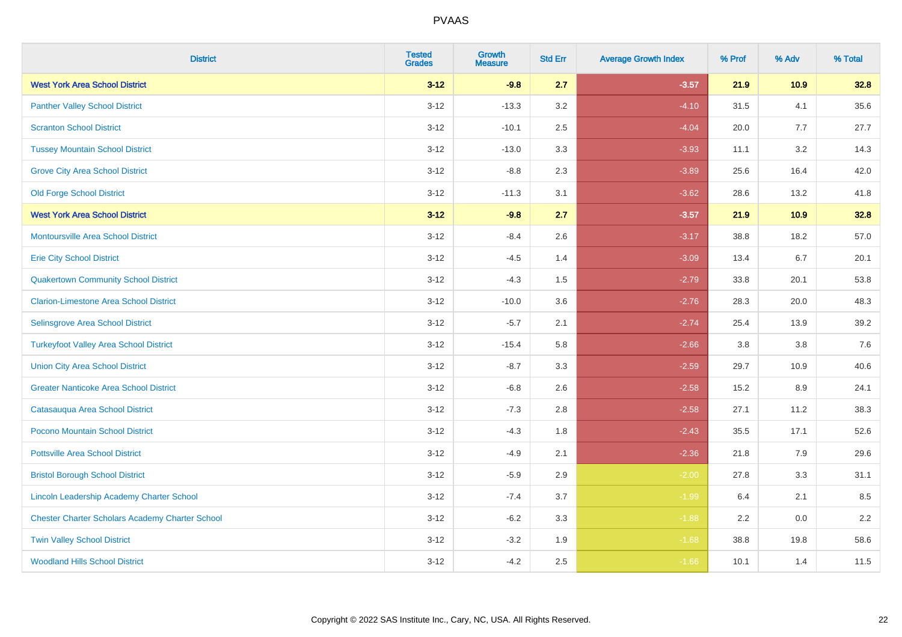| District | Tested Grades | Growth Measure | Std Err | Average Growth Index | % Prof | % Adv | % Total |
|---|---|---|---|---|---|---|---|
| **West York Area School District** | **3-12** | **-9.8** | **2.7** | **-3.57** | **21.9** | **10.9** | **32.8** |
| Panther Valley School District | 3-12 | -13.3 | 3.2 | -4.10 | 31.5 | 4.1 | 35.6 |
| Scranton School District | 3-12 | -10.1 | 2.5 | -4.04 | 20.0 | 7.7 | 27.7 |
| Tussey Mountain School District | 3-12 | -13.0 | 3.3 | -3.93 | 11.1 | 3.2 | 14.3 |
| Grove City Area School District | 3-12 | -8.8 | 2.3 | -3.89 | 25.6 | 16.4 | 42.0 |
| Old Forge School District | 3-12 | -11.3 | 3.1 | -3.62 | 28.6 | 13.2 | 41.8 |
| **West York Area School District** | **3-12** | **-9.8** | **2.7** | **-3.57** | **21.9** | **10.9** | **32.8** |
| Montoursville Area School District | 3-12 | -8.4 | 2.6 | -3.17 | 38.8 | 18.2 | 57.0 |
| Erie City School District | 3-12 | -4.5 | 1.4 | -3.09 | 13.4 | 6.7 | 20.1 |
| Quakertown Community School District | 3-12 | -4.3 | 1.5 | -2.79 | 33.8 | 20.1 | 53.8 |
| Clarion-Limestone Area School District | 3-12 | -10.0 | 3.6 | -2.76 | 28.3 | 20.0 | 48.3 |
| Selinsgrove Area School District | 3-12 | -5.7 | 2.1 | -2.74 | 25.4 | 13.9 | 39.2 |
| Turkeyfoot Valley Area School District | 3-12 | -15.4 | 5.8 | -2.66 | 3.8 | 3.8 | 7.6 |
| Union City Area School District | 3-12 | -8.7 | 3.3 | -2.59 | 29.7 | 10.9 | 40.6 |
| Greater Nanticoke Area School District | 3-12 | -6.8 | 2.6 | -2.58 | 15.2 | 8.9 | 24.1 |
| Catasauqua Area School District | 3-12 | -7.3 | 2.8 | -2.58 | 27.1 | 11.2 | 38.3 |
| Pocono Mountain School District | 3-12 | -4.3 | 1.8 | -2.43 | 35.5 | 17.1 | 52.6 |
| Pottsville Area School District | 3-12 | -4.9 | 2.1 | -2.36 | 21.8 | 7.9 | 29.6 |
| Bristol Borough School District | 3-12 | -5.9 | 2.9 | -2.00 | 27.8 | 3.3 | 31.1 |
| Lincoln Leadership Academy Charter School | 3-12 | -7.4 | 3.7 | -1.99 | 6.4 | 2.1 | 8.5 |
| Chester Charter Scholars Academy Charter School | 3-12 | -6.2 | 3.3 | -1.88 | 2.2 | 0.0 | 2.2 |
| Twin Valley School District | 3-12 | -3.2 | 1.9 | -1.68 | 38.8 | 19.8 | 58.6 |
| Woodland Hills School District | 3-12 | -4.2 | 2.5 | -1.66 | 10.1 | 1.4 | 11.5 |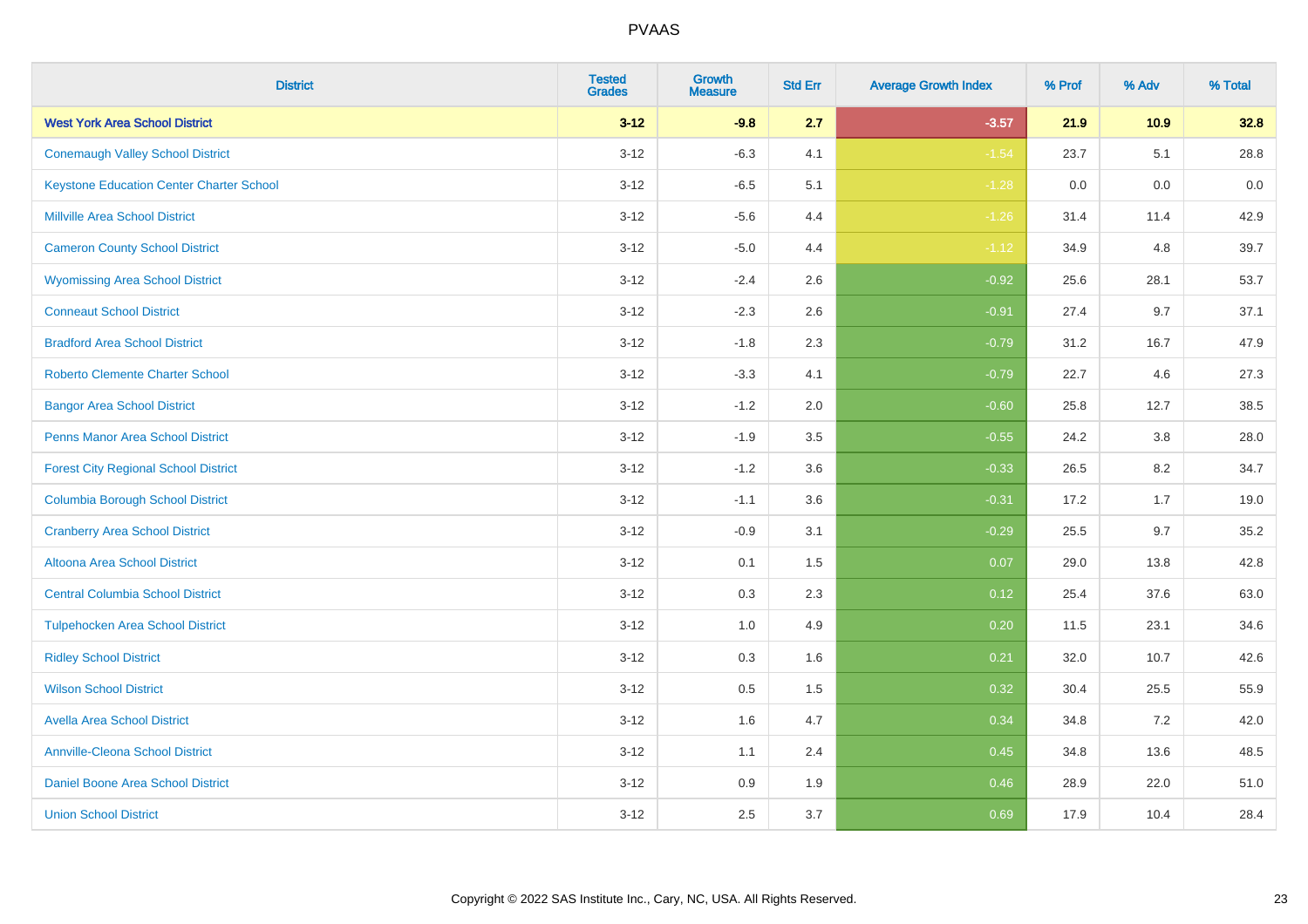| District | Tested Grades | Growth Measure | Std Err | Average Growth Index | % Prof | % Adv | % Total |
|---|---|---|---|---|---|---|---|
| **West York Area School District** | **3-12** | **-9.8** | **2.7** | **-3.57** | **21.9** | **10.9** | **32.8** |
| Conemaugh Valley School District | 3-12 | -6.3 | 4.1 | -1.54 | 23.7 | 5.1 | 28.8 |
| Keystone Education Center Charter School | 3-12 | -6.5 | 5.1 | -1.28 | 0.0 | 0.0 | 0.0 |
| Millville Area School District | 3-12 | -5.6 | 4.4 | -1.26 | 31.4 | 11.4 | 42.9 |
| Cameron County School District | 3-12 | -5.0 | 4.4 | -1.12 | 34.9 | 4.8 | 39.7 |
| Wyomissing Area School District | 3-12 | -2.4 | 2.6 | -0.92 | 25.6 | 28.1 | 53.7 |
| Conneaut School District | 3-12 | -2.3 | 2.6 | -0.91 | 27.4 | 9.7 | 37.1 |
| Bradford Area School District | 3-12 | -1.8 | 2.3 | -0.79 | 31.2 | 16.7 | 47.9 |
| Roberto Clemente Charter School | 3-12 | -3.3 | 4.1 | -0.79 | 22.7 | 4.6 | 27.3 |
| Bangor Area School District | 3-12 | -1.2 | 2.0 | -0.60 | 25.8 | 12.7 | 38.5 |
| Penns Manor Area School District | 3-12 | -1.9 | 3.5 | -0.55 | 24.2 | 3.8 | 28.0 |
| Forest City Regional School District | 3-12 | -1.2 | 3.6 | -0.33 | 26.5 | 8.2 | 34.7 |
| Columbia Borough School District | 3-12 | -1.1 | 3.6 | -0.31 | 17.2 | 1.7 | 19.0 |
| Cranberry Area School District | 3-12 | -0.9 | 3.1 | -0.29 | 25.5 | 9.7 | 35.2 |
| Altoona Area School District | 3-12 | 0.1 | 1.5 | 0.07 | 29.0 | 13.8 | 42.8 |
| Central Columbia School District | 3-12 | 0.3 | 2.3 | 0.12 | 25.4 | 37.6 | 63.0 |
| Tulpehocken Area School District | 3-12 | 1.0 | 4.9 | 0.20 | 11.5 | 23.1 | 34.6 |
| Ridley School District | 3-12 | 0.3 | 1.6 | 0.21 | 32.0 | 10.7 | 42.6 |
| Wilson School District | 3-12 | 0.5 | 1.5 | 0.32 | 30.4 | 25.5 | 55.9 |
| Avella Area School District | 3-12 | 1.6 | 4.7 | 0.34 | 34.8 | 7.2 | 42.0 |
| Annville-Cleona School District | 3-12 | 1.1 | 2.4 | 0.45 | 34.8 | 13.6 | 48.5 |
| Daniel Boone Area School District | 3-12 | 0.9 | 1.9 | 0.46 | 28.9 | 22.0 | 51.0 |
| Union School District | 3-12 | 2.5 | 3.7 | 0.69 | 17.9 | 10.4 | 28.4 |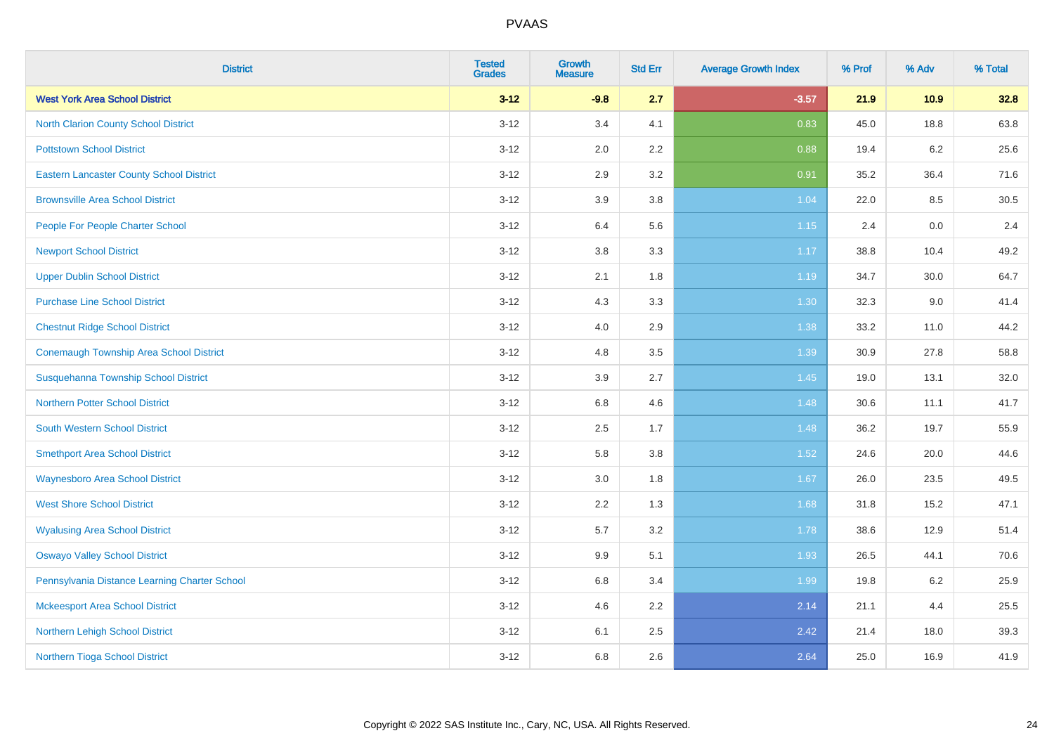# PVAAS

| District | Tested Grades | Growth Measure | Std Err | Average Growth Index | % Prof | % Adv | % Total |
|---|---|---|---|---|---|---|---|
| **West York Area School District** | **3-12** | **-9.8** | **2.7** | **-3.57** | **21.9** | **10.9** | **32.8** |
| North Clarion County School District | 3-12 | 3.4 | 4.1 | 0.83 | 45.0 | 18.8 | 63.8 |
| Pottstown School District | 3-12 | 2.0 | 2.2 | 0.88 | 19.4 | 6.2 | 25.6 |
| Eastern Lancaster County School District | 3-12 | 2.9 | 3.2 | 0.91 | 35.2 | 36.4 | 71.6 |
| Brownsville Area School District | 3-12 | 3.9 | 3.8 | 1.04 | 22.0 | 8.5 | 30.5 |
| People For People Charter School | 3-12 | 6.4 | 5.6 | 1.15 | 2.4 | 0.0 | 2.4 |
| Newport School District | 3-12 | 3.8 | 3.3 | 1.17 | 38.8 | 10.4 | 49.2 |
| Upper Dublin School District | 3-12 | 2.1 | 1.8 | 1.19 | 34.7 | 30.0 | 64.7 |
| Purchase Line School District | 3-12 | 4.3 | 3.3 | 1.30 | 32.3 | 9.0 | 41.4 |
| Chestnut Ridge School District | 3-12 | 4.0 | 2.9 | 1.38 | 33.2 | 11.0 | 44.2 |
| Conemaugh Township Area School District | 3-12 | 4.8 | 3.5 | 1.39 | 30.9 | 27.8 | 58.8 |
| Susquehanna Township School District | 3-12 | 3.9 | 2.7 | 1.45 | 19.0 | 13.1 | 32.0 |
| Northern Potter School District | 3-12 | 6.8 | 4.6 | 1.48 | 30.6 | 11.1 | 41.7 |
| South Western School District | 3-12 | 2.5 | 1.7 | 1.48 | 36.2 | 19.7 | 55.9 |
| Smethport Area School District | 3-12 | 5.8 | 3.8 | 1.52 | 24.6 | 20.0 | 44.6 |
| Waynesboro Area School District | 3-12 | 3.0 | 1.8 | 1.67 | 26.0 | 23.5 | 49.5 |
| West Shore School District | 3-12 | 2.2 | 1.3 | 1.68 | 31.8 | 15.2 | 47.1 |
| Wyalusing Area School District | 3-12 | 5.7 | 3.2 | 1.78 | 38.6 | 12.9 | 51.4 |
| Oswayo Valley School District | 3-12 | 9.9 | 5.1 | 1.93 | 26.5 | 44.1 | 70.6 |
| Pennsylvania Distance Learning Charter School | 3-12 | 6.8 | 3.4 | 1.99 | 19.8 | 6.2 | 25.9 |
| Mckeesport Area School District | 3-12 | 4.6 | 2.2 | 2.14 | 21.1 | 4.4 | 25.5 |
| Northern Lehigh School District | 3-12 | 6.1 | 2.5 | 2.42 | 21.4 | 18.0 | 39.3 |
| Northern Tioga School District | 3-12 | 6.8 | 2.6 | 2.64 | 25.0 | 16.9 | 41.9 |

Copyright © 2022 SAS Institute Inc., Cary, NC, USA. All Rights Reserved.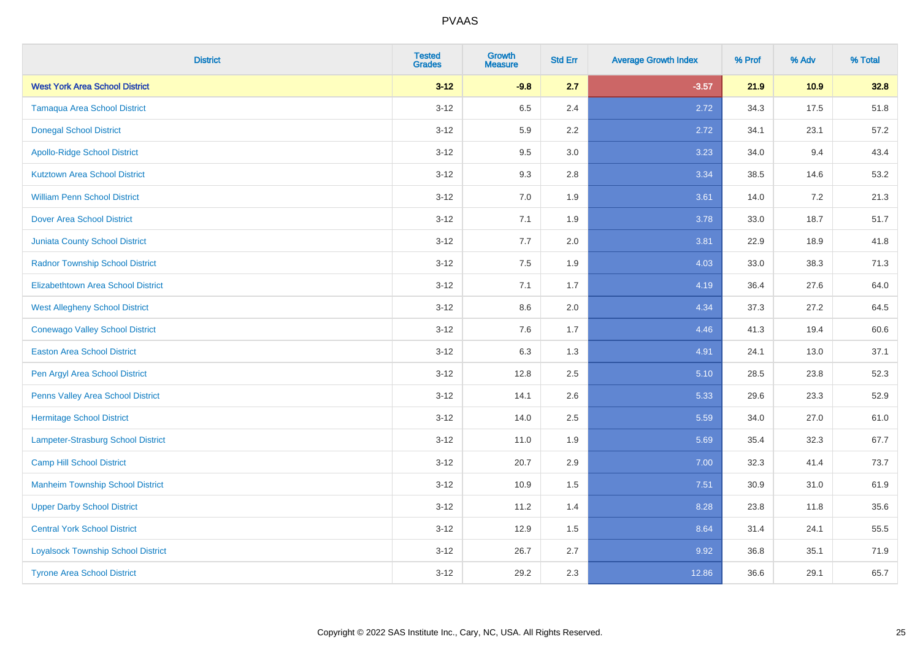# PVAAS

| District | Tested Grades | Growth Measure | Std Err | Average Growth Index | % Prof | % Adv | % Total |
|---|---|---|---|---|---|---|---|
| **West York Area School District** | **3-12** | **-9.8** | **2.7** | **-3.57** | **21.9** | **10.9** | **32.8** |
| Tamaqua Area School District | 3-12 | 6.5 | 2.4 | 2.72 | 34.3 | 17.5 | 51.8 |
| Donegal School District | 3-12 | 5.9 | 2.2 | 2.72 | 34.1 | 23.1 | 57.2 |
| Apollo-Ridge School District | 3-12 | 9.5 | 3.0 | 3.23 | 34.0 | 9.4 | 43.4 |
| Kutztown Area School District | 3-12 | 9.3 | 2.8 | 3.34 | 38.5 | 14.6 | 53.2 |
| William Penn School District | 3-12 | 7.0 | 1.9 | 3.61 | 14.0 | 7.2 | 21.3 |
| Dover Area School District | 3-12 | 7.1 | 1.9 | 3.78 | 33.0 | 18.7 | 51.7 |
| Juniata County School District | 3-12 | 7.7 | 2.0 | 3.81 | 22.9 | 18.9 | 41.8 |
| Radnor Township School District | 3-12 | 7.5 | 1.9 | 4.03 | 33.0 | 38.3 | 71.3 |
| Elizabethtown Area School District | 3-12 | 7.1 | 1.7 | 4.19 | 36.4 | 27.6 | 64.0 |
| West Allegheny School District | 3-12 | 8.6 | 2.0 | 4.34 | 37.3 | 27.2 | 64.5 |
| Conewago Valley School District | 3-12 | 7.6 | 1.7 | 4.46 | 41.3 | 19.4 | 60.6 |
| Easton Area School District | 3-12 | 6.3 | 1.3 | 4.91 | 24.1 | 13.0 | 37.1 |
| Pen Argyl Area School District | 3-12 | 12.8 | 2.5 | 5.10 | 28.5 | 23.8 | 52.3 |
| Penns Valley Area School District | 3-12 | 14.1 | 2.6 | 5.33 | 29.6 | 23.3 | 52.9 |
| Hermitage School District | 3-12 | 14.0 | 2.5 | 5.59 | 34.0 | 27.0 | 61.0 |
| Lampeter-Strasburg School District | 3-12 | 11.0 | 1.9 | 5.69 | 35.4 | 32.3 | 67.7 |
| Camp Hill School District | 3-12 | 20.7 | 2.9 | 7.00 | 32.3 | 41.4 | 73.7 |
| Manheim Township School District | 3-12 | 10.9 | 1.5 | 7.51 | 30.9 | 31.0 | 61.9 |
| Upper Darby School District | 3-12 | 11.2 | 1.4 | 8.28 | 23.8 | 11.8 | 35.6 |
| Central York School District | 3-12 | 12.9 | 1.5 | 8.64 | 31.4 | 24.1 | 55.5 |
| Loyalsock Township School District | 3-12 | 26.7 | 2.7 | 9.92 | 36.8 | 35.1 | 71.9 |
| Tyrone Area School District | 3-12 | 29.2 | 2.3 | 12.86 | 36.6 | 29.1 | 65.7 |

Copyright © 2022 SAS Institute Inc., Cary, NC, USA. All Rights Reserved.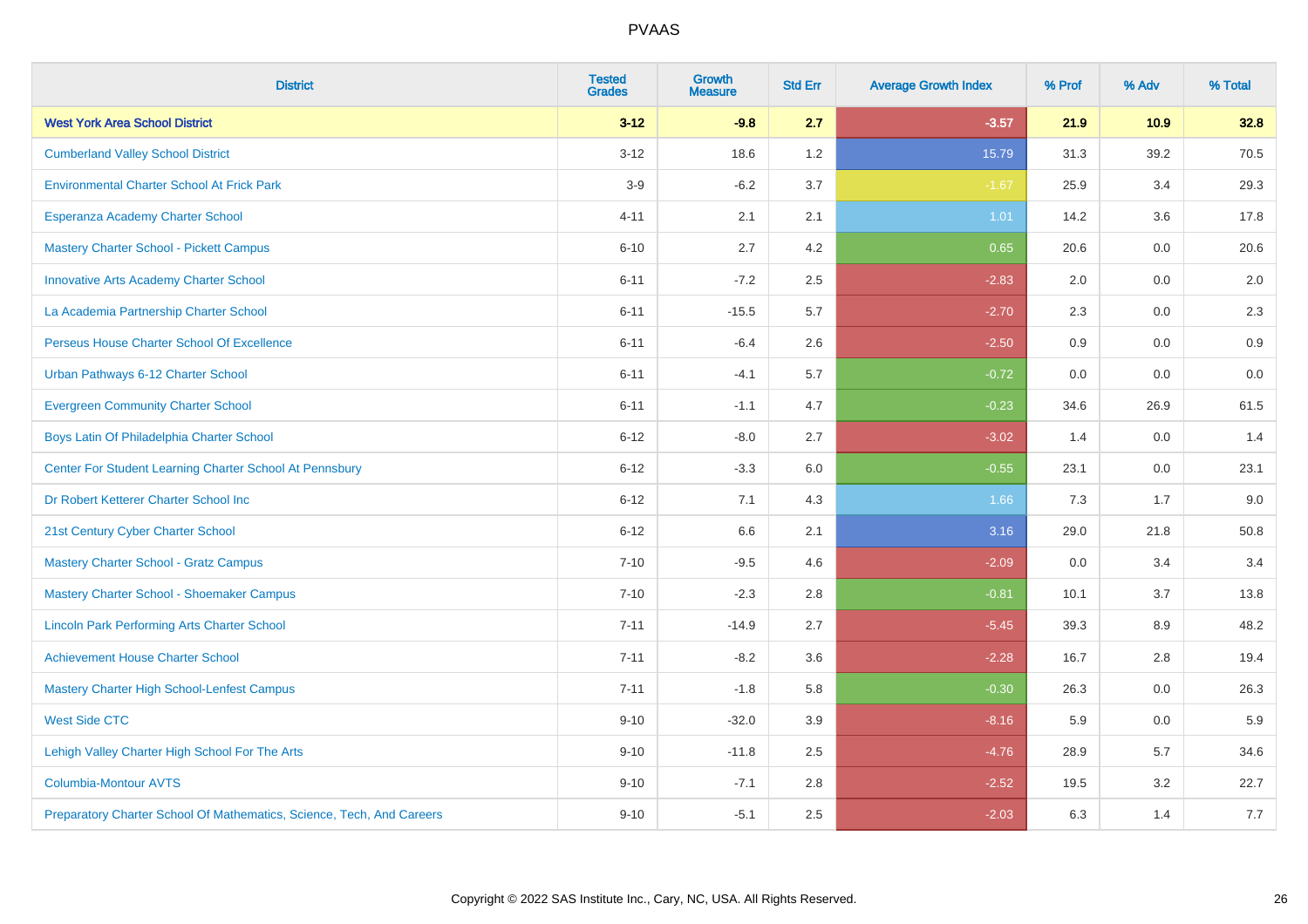# PVAAS

| District | Tested Grades | Growth Measure | Std Err | Average Growth Index | % Prof | % Adv | % Total |
|---|---|---|---|---|---|---|---|
| **West York Area School District** | **3-12** | **-9.8** | **2.7** | **-3.57** | **21.9** | **10.9** | **32.8** |
| Cumberland Valley School District | 3-12 | 18.6 | 1.2 | 15.79 | 31.3 | 39.2 | 70.5 |
| Environmental Charter School At Frick Park | 3-9 | -6.2 | 3.7 | -1.67 | 25.9 | 3.4 | 29.3 |
| Esperanza Academy Charter School | 4-11 | 2.1 | 2.1 | 1.01 | 14.2 | 3.6 | 17.8 |
| Mastery Charter School - Pickett Campus | 6-10 | 2.7 | 4.2 | 0.65 | 20.6 | 0.0 | 20.6 |
| Innovative Arts Academy Charter School | 6-11 | -7.2 | 2.5 | -2.83 | 2.0 | 0.0 | 2.0 |
| La Academia Partnership Charter School | 6-11 | -15.5 | 5.7 | -2.70 | 2.3 | 0.0 | 2.3 |
| Perseus House Charter School Of Excellence | 6-11 | -6.4 | 2.6 | -2.50 | 0.9 | 0.0 | 0.9 |
| Urban Pathways 6-12 Charter School | 6-11 | -4.1 | 5.7 | -0.72 | 0.0 | 0.0 | 0.0 |
| Evergreen Community Charter School | 6-11 | -1.1 | 4.7 | -0.23 | 34.6 | 26.9 | 61.5 |
| Boys Latin Of Philadelphia Charter School | 6-12 | -8.0 | 2.7 | -3.02 | 1.4 | 0.0 | 1.4 |
| Center For Student Learning Charter School At Pennsbury | 6-12 | -3.3 | 6.0 | -0.55 | 23.1 | 0.0 | 23.1 |
| Dr Robert Ketterer Charter School Inc | 6-12 | 7.1 | 4.3 | 1.66 | 7.3 | 1.7 | 9.0 |
| 21st Century Cyber Charter School | 6-12 | 6.6 | 2.1 | 3.16 | 29.0 | 21.8 | 50.8 |
| Mastery Charter School - Gratz Campus | 7-10 | -9.5 | 4.6 | -2.09 | 0.0 | 3.4 | 3.4 |
| Mastery Charter School - Shoemaker Campus | 7-10 | -2.3 | 2.8 | -0.81 | 10.1 | 3.7 | 13.8 |
| Lincoln Park Performing Arts Charter School | 7-11 | -14.9 | 2.7 | -5.45 | 39.3 | 8.9 | 48.2 |
| Achievement House Charter School | 7-11 | -8.2 | 3.6 | -2.28 | 16.7 | 2.8 | 19.4 |
| Mastery Charter High School-Lenfest Campus | 7-11 | -1.8 | 5.8 | -0.30 | 26.3 | 0.0 | 26.3 |
| West Side CTC | 9-10 | -32.0 | 3.9 | -8.16 | 5.9 | 0.0 | 5.9 |
| Lehigh Valley Charter High School For The Arts | 9-10 | -11.8 | 2.5 | -4.76 | 28.9 | 5.7 | 34.6 |
| Columbia-Montour AVTS | 9-10 | -7.1 | 2.8 | -2.52 | 19.5 | 3.2 | 22.7 |
| Preparatory Charter School Of Mathematics, Science, Tech, And Careers | 9-10 | -5.1 | 2.5 | -2.03 | 6.3 | 1.4 | 7.7 |

Copyright © 2022 SAS Institute Inc., Cary, NC, USA. All Rights Reserved.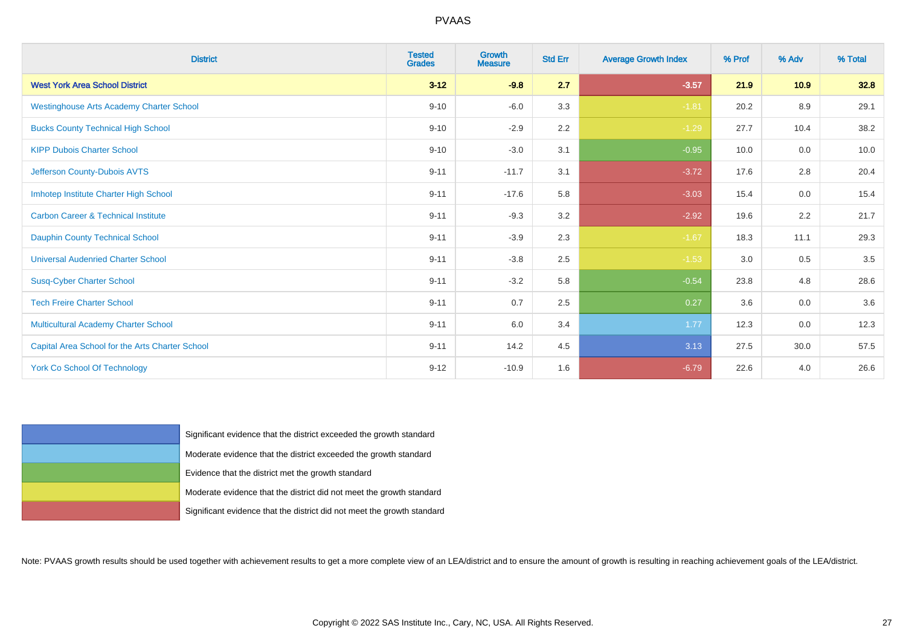# PVAAS

| District | Tested Grades | Growth Measure | Std Err | Average Growth Index | % Prof | % Adv | % Total |
|---|---|---|---|---|---|---|---|
| **West York Area School District** | **3-12** | **-9.8** | **2.7** | **-3.57** | **21.9** | **10.9** | **32.8** |
| Westinghouse Arts Academy Charter School | 9-10 | -6.0 | 3.3 | -1.81 | 20.2 | 8.9 | 29.1 |
| Bucks County Technical High School | 9-10 | -2.9 | 2.2 | -1.29 | 27.7 | 10.4 | 38.2 |
| KIPP Dubois Charter School | 9-10 | -3.0 | 3.1 | -0.95 | 10.0 | 0.0 | 10.0 |
| Jefferson County-Dubois AVTS | 9-11 | -11.7 | 3.1 | -3.72 | 17.6 | 2.8 | 20.4 |
| Imhotep Institute Charter High School | 9-11 | -17.6 | 5.8 | -3.03 | 15.4 | 0.0 | 15.4 |
| Carbon Career & Technical Institute | 9-11 | -9.3 | 3.2 | -2.92 | 19.6 | 2.2 | 21.7 |
| Dauphin County Technical School | 9-11 | -3.9 | 2.3 | -1.67 | 18.3 | 11.1 | 29.3 |
| Universal Audenried Charter School | 9-11 | -3.8 | 2.5 | -1.53 | 3.0 | 0.5 | 3.5 |
| Susq-Cyber Charter School | 9-11 | -3.2 | 5.8 | -0.54 | 23.8 | 4.8 | 28.6 |
| Tech Freire Charter School | 9-11 | 0.7 | 2.5 | 0.27 | 3.6 | 0.0 | 3.6 |
| Multicultural Academy Charter School | 9-11 | 6.0 | 3.4 | 1.77 | 12.3 | 0.0 | 12.3 |
| Capital Area School for the Arts Charter School | 9-11 | 14.2 | 4.5 | 3.13 | 27.5 | 30.0 | 57.5 |
| York Co School Of Technology | 9-12 | -10.9 | 1.6 | -6.79 | 22.6 | 4.0 | 26.6 |

Significant evidence that the district exceeded the growth standard

Moderate evidence that the district exceeded the growth standard

Evidence that the district met the growth standard

Moderate evidence that the district did not meet the growth standard

Significant evidence that the district did not meet the growth standard

Note: PVAAS growth results should be used together with achievement results to get a more complete view of an LEA/district and to ensure the amount of growth is resulting in reaching achievement goals of the LEA/district.

Copyright © 2022 SAS Institute Inc., Cary, NC, USA. All Rights Reserved.